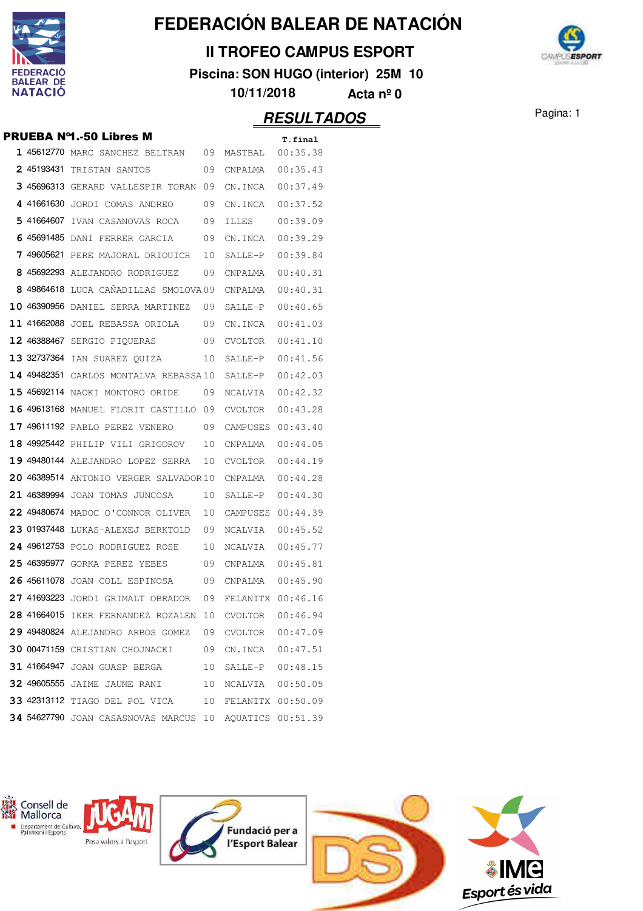# FEDERACIÓN BALEAR DE NATACIÓN

## II TROFEO CAMPUS ESPORT

**Piscina: SON HUGO (interior) 25M 10**

**10/11/2018 Acta nº 0**

## RESULTADOS

### PRUEBA Nº1.-50 Libres M

| | | | | | T.final |
|---|---|---|---|---|---|
| 1 | 45612770 | MARC SANCHEZ BELTRAN | 09 | MASTBAL | 00:35.38 |
| 2 | 45193431 | TRISTAN SANTOS | 09 | CNPALMA | 00:35.43 |
| 3 | 45696313 | GERARD VALLESPIR TORAN | 09 | CN.INCA | 00:37.49 |
| 4 | 41661630 | JORDI COMAS ANDREO | 09 | CN.INCA | 00:37.52 |
| 5 | 41664607 | IVAN CASANOVAS ROCA | 09 | ILLES | 00:39.09 |
| 6 | 45691485 | DANI FERRER GARCIA | 09 | CN.INCA | 00:39.29 |
| 7 | 49605621 | PERE MAJORAL DRIOUICH | 10 | SALLE-P | 00:39.84 |
| 8 | 45692293 | ALEJANDRO RODRIGUEZ | 09 | CNPALMA | 00:40.31 |
| 8 | 49864618 | LUCA CAÑADILLAS SMOLOVA | 09 | CNPALMA | 00:40.31 |
| 10 | 46390956 | DANIEL SERRA MARTINEZ | 09 | SALLE-P | 00:40.65 |
| 11 | 41662088 | JOEL REBASSA ORIOLA | 09 | CN.INCA | 00:41.03 |
| 12 | 46388467 | SERGIO PIQUERAS | 09 | CVOLTOR | 00:41.10 |
| 13 | 32737364 | IAN SUAREZ QUIZA | 10 | SALLE-P | 00:41.56 |
| 14 | 49482351 | CARLOS MONTALVA REBASSA | 10 | SALLE-P | 00:42.03 |
| 15 | 45692114 | NAOKI MONTORO ORIDE | 09 | NCALVIA | 00:42.32 |
| 16 | 49613168 | MANUEL FLORIT CASTILLO | 09 | CVOLTOR | 00:43.28 |
| 17 | 49611192 | PABLO PEREZ VENERO | 09 | CAMPUSES | 00:43.40 |
| 18 | 49925442 | PHILIP VILI GRIGOROV | 10 | CNPALMA | 00:44.05 |
| 19 | 49480144 | ALEJANDRO LOPEZ SERRA | 10 | CVOLTOR | 00:44.19 |
| 20 | 46389514 | ANTONIO VERGER SALVADOR | 10 | CNPALMA | 00:44.28 |
| 21 | 46389994 | JOAN TOMAS JUNCOSA | 10 | SALLE-P | 00:44.30 |
| 22 | 49480674 | MADOC O'CONNOR OLIVER | 10 | CAMPUSES | 00:44.39 |
| 23 | 01937448 | LUKAS-ALEXEJ BERKTOLD | 09 | NCALVIA | 00:45.52 |
| 24 | 49612753 | POLO RODRIGUEZ ROSE | 10 | NCALVIA | 00:45.77 |
| 25 | 46395977 | GORKA PEREZ YEBES | 09 | CNPALMA | 00:45.81 |
| 26 | 45611078 | JOAN COLL ESPINOSA | 09 | CNPALMA | 00:45.90 |
| 27 | 41693223 | JORDI GRIMALT OBRADOR | 09 | FELANITX | 00:46.16 |
| 28 | 41664015 | IKER FERNANDEZ ROZALEN | 10 | CVOLTOR | 00:46.94 |
| 29 | 49480824 | ALEJANDRO ARBOS GOMEZ | 09 | CVOLTOR | 00:47.09 |
| 30 | 00471159 | CRISTIAN CHOJNACKI | 09 | CN.INCA | 00:47.51 |
| 31 | 41664947 | JOAN GUASP BERGA | 10 | SALLE-P | 00:48.15 |
| 32 | 49605555 | JAIME JAUME RANI | 10 | NCALVIA | 00:50.05 |
| 33 | 42313112 | TIAGO DEL POL VICA | 10 | FELANITX | 00:50.09 |
| 34 | 54627790 | JOAN CASASNOVAS MARCUS | 10 | AQUATICS | 00:51.39 |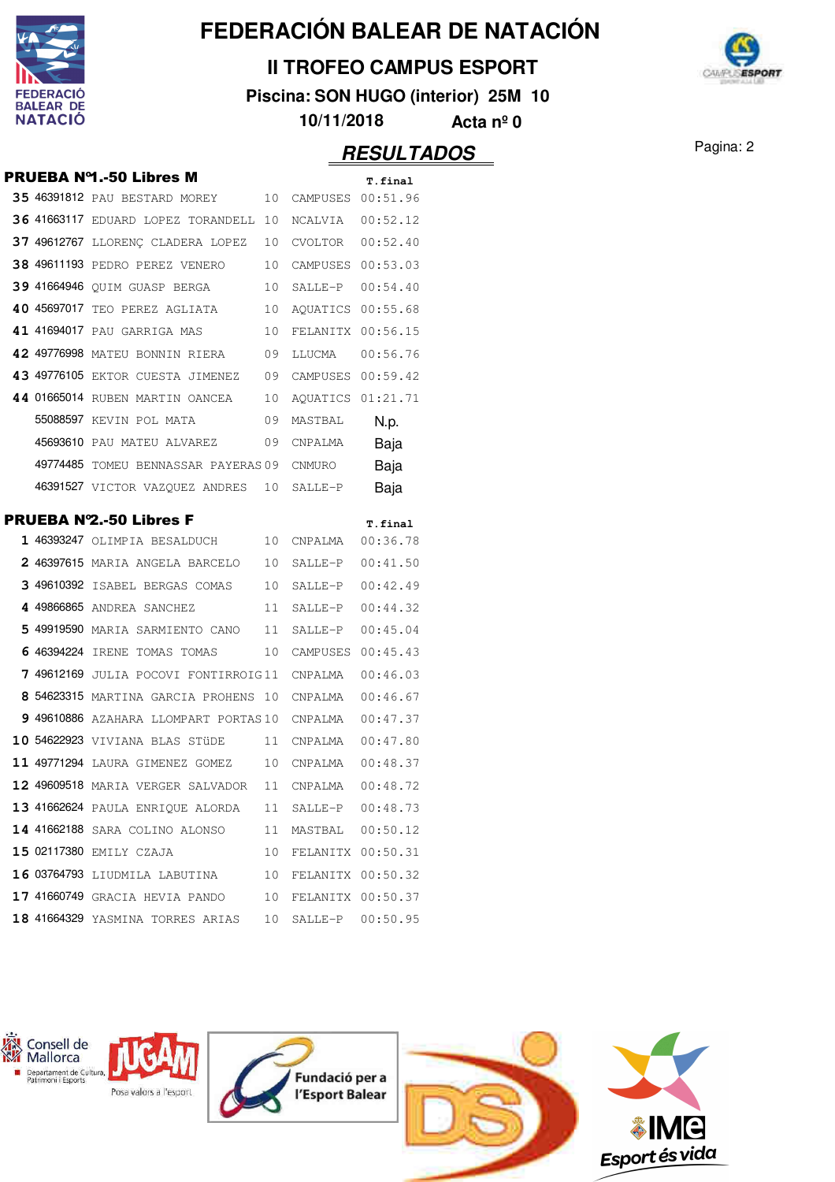# FEDERACIÓN BALEAR DE NATACIÓN

## II TROFEO CAMPUS ESPORT

**Piscina: SON HUGO (interior) 25M 10**

**10/11/2018 Acta nº 0**

## RESULTADOS

### PRUEBA Nº1.-50 Libres M

| | | | | | T.final |
|---|---|---|---|---|---|
| 35 | 46391812 | PAU BESTARD MOREY | 10 | CAMPUSES | 00:51.96 |
| 36 | 41663117 | EDUARD LOPEZ TORANDELL | 10 | NCALVIA | 00:52.12 |
| 37 | 49612767 | LLORENÇ CLADERA LOPEZ | 10 | CVOLTOR | 00:52.40 |
| 38 | 49611193 | PEDRO PEREZ VENERO | 10 | CAMPUSES | 00:53.03 |
| 39 | 41664946 | QUIM GUASP BERGA | 10 | SALLE-P | 00:54.40 |
| 40 | 45697017 | TEO PEREZ AGLIATA | 10 | AQUATICS | 00:55.68 |
| 41 | 41694017 | PAU GARRIGA MAS | 10 | FELANITX | 00:56.15 |
| 42 | 49776998 | MATEU BONNIN RIERA | 09 | LLUCMA | 00:56.76 |
| 43 | 49776105 | EKTOR CUESTA JIMENEZ | 09 | CAMPUSES | 00:59.42 |
| 44 | 01665014 | RUBEN MARTIN OANCEA | 10 | AQUATICS | 01:21.71 |
| | 55088597 | KEVIN POL MATA | 09 | MASTBAL | N.p. |
| | 45693610 | PAU MATEU ALVAREZ | 09 | CNPALMA | Baja |
| | 49774485 | TOMEU BENNASSAR PAYERAS | 09 | CNMURO | Baja |
| | 46391527 | VICTOR VAZQUEZ ANDRES | 10 | SALLE-P | Baja |

### PRUEBA Nº2.-50 Libres F

| | | | | | T.final |
|---|---|---|---|---|---|
| 1 | 46393247 | OLIMPIA BESALDUCH | 10 | CNPALMA | 00:36.78 |
| 2 | 46397615 | MARIA ANGELA BARCELO | 10 | SALLE-P | 00:41.50 |
| 3 | 49610392 | ISABEL BERGAS COMAS | 10 | SALLE-P | 00:42.49 |
| 4 | 49866865 | ANDREA SANCHEZ | 11 | SALLE-P | 00:44.32 |
| 5 | 49919590 | MARIA SARMIENTO CANO | 11 | SALLE-P | 00:45.04 |
| 6 | 46394224 | IRENE TOMAS TOMAS | 10 | CAMPUSES | 00:45.43 |
| 7 | 49612169 | JULIA POCOVI FONTIRROIG | 11 | CNPALMA | 00:46.03 |
| 8 | 54623315 | MARTINA GARCIA PROHENS | 10 | CNPALMA | 00:46.67 |
| 9 | 49610886 | AZAHARA LLOMPART PORTAS | 10 | CNPALMA | 00:47.37 |
| 10 | 54622923 | VIVIANA BLAS STÜDE | 11 | CNPALMA | 00:47.80 |
| 11 | 49771294 | LAURA GIMENEZ GOMEZ | 10 | CNPALMA | 00:48.37 |
| 12 | 49609518 | MARIA VERGER SALVADOR | 11 | CNPALMA | 00:48.72 |
| 13 | 41662624 | PAULA ENRIQUE ALORDA | 11 | SALLE-P | 00:48.73 |
| 14 | 41662188 | SARA COLINO ALONSO | 11 | MASTBAL | 00:50.12 |
| 15 | 02117380 | EMILY CZAJA | 10 | FELANITX | 00:50.31 |
| 16 | 03764793 | LIUDMILA LABUTINA | 10 | FELANITX | 00:50.32 |
| 17 | 41660749 | GRACIA HEVIA PANDO | 10 | FELANITX | 00:50.37 |
| 18 | 41664329 | YASMINA TORRES ARIAS | 10 | SALLE-P | 00:50.95 |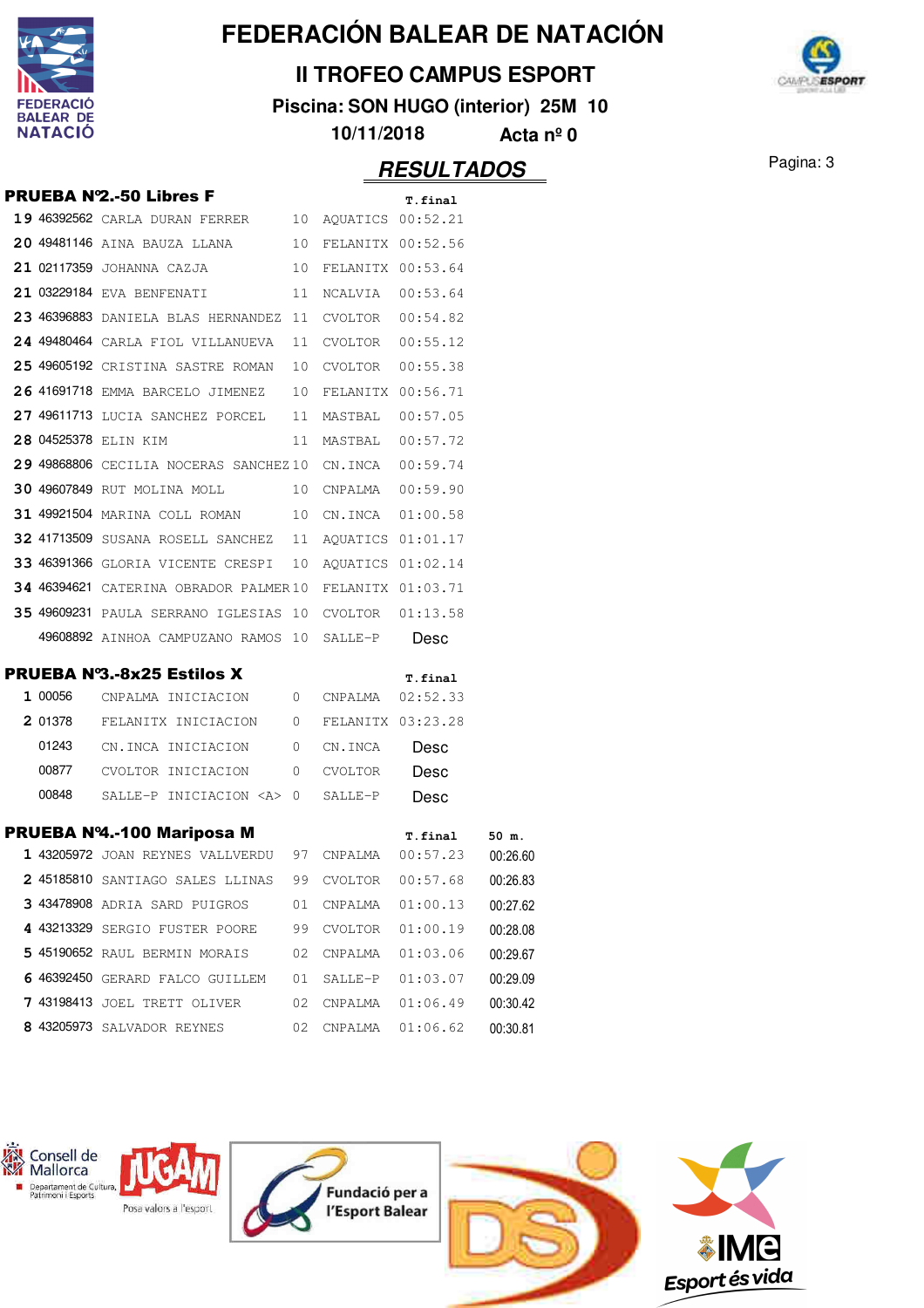# FEDERACIÓN BALEAR DE NATACIÓN

## II TROFEO CAMPUS ESPORT

**Piscina: SON HUGO (interior) 25M 10**

**10/11/2018 Acta nº 0**

## RESULTADOS

### PRUEBA Nº2.-50 Libres F

| Pos | Licencia | Nombre | Año | Club | T.final |
|---|---|---|---|---|---|
| 19 | 46392562 | CARLA DURAN FERRER | 10 | AQUATICS | 00:52.21 |
| 20 | 49481146 | AINA BAUZA LLANA | 10 | FELANITX | 00:52.56 |
| 21 | 02117359 | JOHANNA CAZJA | 10 | FELANITX | 00:53.64 |
| 21 | 03229184 | EVA BENFENATI | 11 | NCALVIA | 00:53.64 |
| 23 | 46396883 | DANIELA BLAS HERNANDEZ | 11 | CVOLTOR | 00:54.82 |
| 24 | 49480464 | CARLA FIOL VILLANUEVA | 11 | CVOLTOR | 00:55.12 |
| 25 | 49605192 | CRISTINA SASTRE ROMAN | 10 | CVOLTOR | 00:55.38 |
| 26 | 41691718 | EMMA BARCELO JIMENEZ | 10 | FELANITX | 00:56.71 |
| 27 | 49611713 | LUCIA SANCHEZ PORCEL | 11 | MASTBAL | 00:57.05 |
| 28 | 04525378 | ELIN KIM | 11 | MASTBAL | 00:57.72 |
| 29 | 49868806 | CECILIA NOCERAS SANCHEZ | 10 | CN.INCA | 00:59.74 |
| 30 | 49607849 | RUT MOLINA MOLL | 10 | CNPALMA | 00:59.90 |
| 31 | 49921504 | MARINA COLL ROMAN | 10 | CN.INCA | 01:00.58 |
| 32 | 41713509 | SUSANA ROSELL SANCHEZ | 11 | AQUATICS | 01:01.17 |
| 33 | 46391366 | GLORIA VICENTE CRESPI | 10 | AQUATICS | 01:02.14 |
| 34 | 46394621 | CATERINA OBRADOR PALMER | 10 | FELANITX | 01:03.71 |
| 35 | 49609231 | PAULA SERRANO IGLESIAS | 10 | CVOLTOR | 01:13.58 |
| | 49608892 | AINHOA CAMPUZANO RAMOS | 10 | SALLE-P | Desc |

### PRUEBA Nº3.-8x25 Estilos X

| Pos | Licencia | Nombre | Año | Club | T.final |
|---|---|---|---|---|---|
| 1 | 00056 | CNPALMA INICIACION | 0 | CNPALMA | 02:52.33 |
| 2 | 01378 | FELANITX INICIACION | 0 | FELANITX | 03:23.28 |
| | 01243 | CN.INCA INICIACION | 0 | CN.INCA | Desc |
| | 00877 | CVOLTOR INICIACION | 0 | CVOLTOR | Desc |
| | 00848 | SALLE-P INICIACION <A> | 0 | SALLE-P | Desc |

### PRUEBA Nº4.-100 Mariposa M

| Pos | Licencia | Nombre | Año | Club | T.final | 50 m. |
|---|---|---|---|---|---|---|
| 1 | 43205972 | JOAN REYNES VALLVERDU | 97 | CNPALMA | 00:57.23 | 00:26.60 |
| 2 | 45185810 | SANTIAGO SALES LLINAS | 99 | CVOLTOR | 00:57.68 | 00:26.83 |
| 3 | 43478908 | ADRIA SARD PUIGROS | 01 | CNPALMA | 01:00.13 | 00:27.62 |
| 4 | 43213329 | SERGIO FUSTER POORE | 99 | CVOLTOR | 01:00.19 | 00:28.08 |
| 5 | 45190652 | RAUL BERMIN MORAIS | 02 | CNPALMA | 01:03.06 | 00:29.67 |
| 6 | 46392450 | GERARD FALCO GUILLEM | 01 | SALLE-P | 01:03.07 | 00:29.09 |
| 7 | 43198413 | JOEL TRETT OLIVER | 02 | CNPALMA | 01:06.49 | 00:30.42 |
| 8 | 43205973 | SALVADOR REYNES | 02 | CNPALMA | 01:06.62 | 00:30.81 |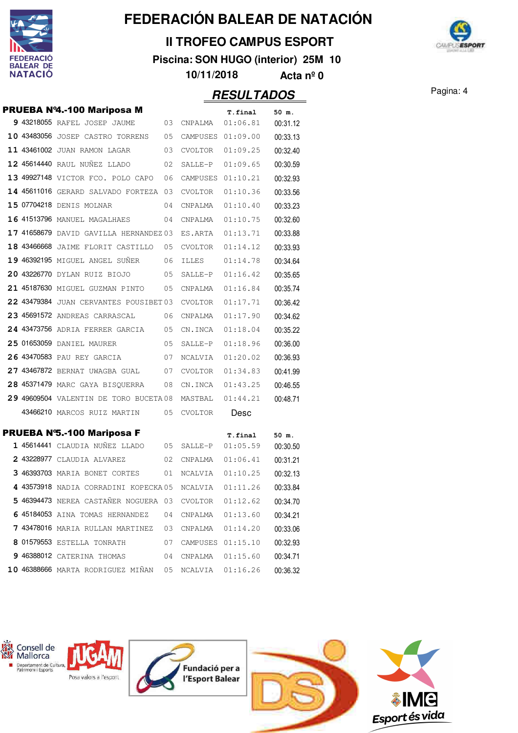# FEDERACIÓN BALEAR DE NATACIÓN

## II TROFEO CAMPUS ESPORT

**Piscina: SON HUGO (interior) 25M 10**

**10/11/2018 Acta nº 0**

## RESULTADOS

### PRUEBA Nº4.-100 Mariposa M

| | Licencia | Nombre | Año | Club | T.final | 50 m. |
|---|---|---|---|---|---|---|
| 9 | 43218055 | RAFEL JOSEP JAUME | 03 | CNPALMA | 01:06.81 | 00:31.12 |
| 10 | 43483056 | JOSEP CASTRO TORRENS | 05 | CAMPUSES | 01:09.00 | 00:33.13 |
| 11 | 43461002 | JUAN RAMON LAGAR | 03 | CVOLTOR | 01:09.25 | 00:32.40 |
| 12 | 45614440 | RAUL NUÑEZ LLADO | 02 | SALLE-P | 01:09.65 | 00:30.59 |
| 13 | 49927148 | VICTOR FCO. POLO CAPO | 06 | CAMPUSES | 01:10.21 | 00:32.93 |
| 14 | 45611016 | GERARD SALVADO FORTEZA | 03 | CVOLTOR | 01:10.36 | 00:33.56 |
| 15 | 07704218 | DENIS MOLNAR | 04 | CNPALMA | 01:10.40 | 00:33.23 |
| 16 | 41513796 | MANUEL MAGALHAES | 04 | CNPALMA | 01:10.75 | 00:32.60 |
| 17 | 41658679 | DAVID GAVILLA HERNANDEZ | 03 | ES.ARTA | 01:13.71 | 00:33.88 |
| 18 | 43466668 | JAIME FLORIT CASTILLO | 05 | CVOLTOR | 01:14.12 | 00:33.93 |
| 19 | 46392195 | MIGUEL ANGEL SUÑER | 06 | ILLES | 01:14.78 | 00:34.64 |
| 20 | 43226770 | DYLAN RUIZ BIOJO | 05 | SALLE-P | 01:16.42 | 00:35.65 |
| 21 | 45187630 | MIGUEL GUZMAN PINTO | 05 | CNPALMA | 01:16.84 | 00:35.74 |
| 22 | 43479384 | JUAN CERVANTES POUSIBET | 03 | CVOLTOR | 01:17.71 | 00:36.42 |
| 23 | 45691572 | ANDREAS CARRASCAL | 06 | CNPALMA | 01:17.90 | 00:34.62 |
| 24 | 43473756 | ADRIA FERRER GARCIA | 05 | CN.INCA | 01:18.04 | 00:35.22 |
| 25 | 01653059 | DANIEL MAURER | 05 | SALLE-P | 01:18.96 | 00:36.00 |
| 26 | 43470583 | PAU REY GARCIA | 07 | NCALVIA | 01:20.02 | 00:36.93 |
| 27 | 43467872 | BERNAT UWAGBA GUAL | 07 | CVOLTOR | 01:34.83 | 00:41.99 |
| 28 | 45371479 | MARC GAYA BISQUERRA | 08 | CN.INCA | 01:43.25 | 00:46.55 |
| 29 | 49609504 | VALENTIN DE TORO BUCETA | 08 | MASTBAL | 01:44.21 | 00:48.71 |
| | 43466210 | MARCOS RUIZ MARTIN | 05 | CVOLTOR | Desc | |

### PRUEBA Nº5.-100 Mariposa F

| | Licencia | Nombre | Año | Club | T.final | 50 m. |
|---|---|---|---|---|---|---|
| 1 | 45614441 | CLAUDIA NUÑEZ LLADO | 05 | SALLE-P | 01:05.59 | 00:30.50 |
| 2 | 43228977 | CLAUDIA ALVAREZ | 02 | CNPALMA | 01:06.41 | 00:31.21 |
| 3 | 46393703 | MARIA BONET CORTES | 01 | NCALVIA | 01:10.25 | 00:32.13 |
| 4 | 43573918 | NADIA CORRADINI KOPECKA | 05 | NCALVIA | 01:11.26 | 00:33.84 |
| 5 | 46394473 | NEREA CASTAÑER NOGUERA | 03 | CVOLTOR | 01:12.62 | 00:34.70 |
| 6 | 45184053 | AINA TOMAS HERNANDEZ | 04 | CNPALMA | 01:13.60 | 00:34.21 |
| 7 | 43478016 | MARIA RULLAN MARTINEZ | 03 | CNPALMA | 01:14.20 | 00:33.06 |
| 8 | 01579553 | ESTELLA TONRATH | 07 | CAMPUSES | 01:15.10 | 00:32.93 |
| 9 | 46388012 | CATERINA THOMAS | 04 | CNPALMA | 01:15.60 | 00:34.71 |
| 10 | 46388666 | MARTA RODRIGUEZ MIÑAN | 05 | NCALVIA | 01:16.26 | 00:36.32 |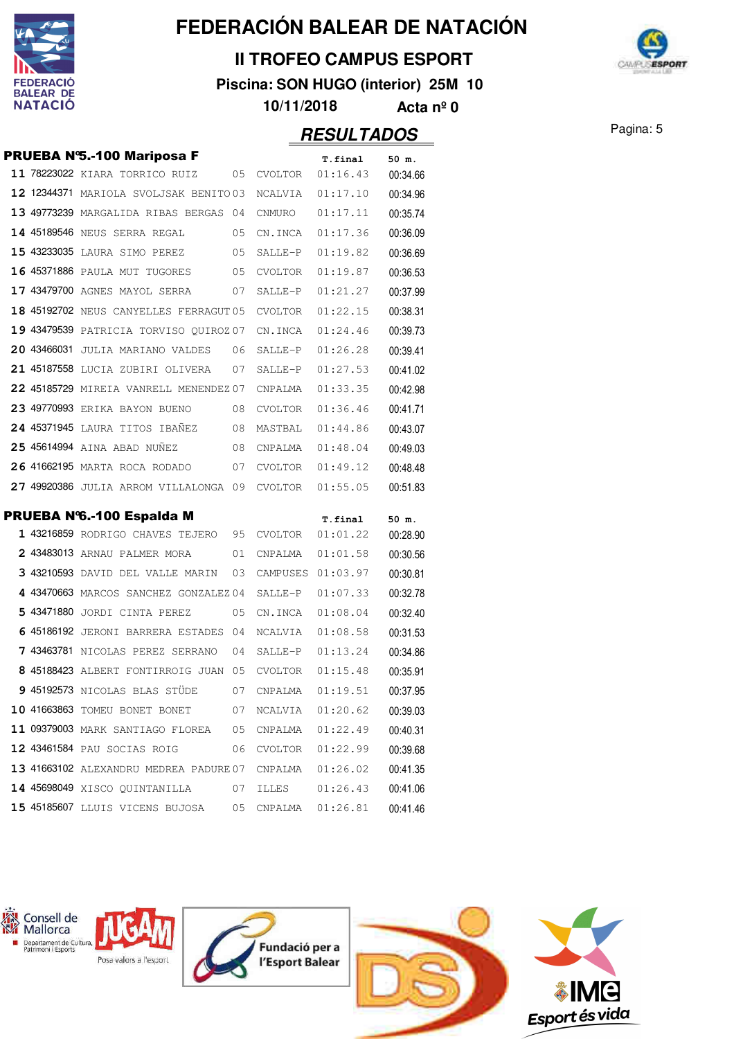# FEDERACIÓN BALEAR DE NATACIÓN

## II TROFEO CAMPUS ESPORT

**Piscina: SON HUGO (interior) 25M 10**

**10/11/2018 Acta nº 0**

## RESULTADOS

### PRUEBA Nº5.-100 Mariposa F

| Pos. | Licencia | Nombre | Año | Club | T.final | 50 m. |
|---|---|---|---|---|---|---|
| 11 | 78223022 | KIARA TORRICO RUIZ | 05 | CVOLTOR | 01:16.43 | 00:34.66 |
| 12 | 12344371 | MARIOLA SVOLJSAK BENITO | 03 | NCALVIA | 01:17.10 | 00:34.96 |
| 13 | 49773239 | MARGALIDA RIBAS BERGAS | 04 | CNMURO | 01:17.11 | 00:35.74 |
| 14 | 45189546 | NEUS SERRA REGAL | 05 | CN.INCA | 01:17.36 | 00:36.09 |
| 15 | 43233035 | LAURA SIMO PEREZ | 05 | SALLE-P | 01:19.82 | 00:36.69 |
| 16 | 45371886 | PAULA MUT TUGORES | 05 | CVOLTOR | 01:19.87 | 00:36.53 |
| 17 | 43479700 | AGNES MAYOL SERRA | 07 | SALLE-P | 01:21.27 | 00:37.99 |
| 18 | 45192702 | NEUS CANYELLES FERRAGUT | 05 | CVOLTOR | 01:22.15 | 00:38.31 |
| 19 | 43479539 | PATRICIA TORVISO QUIROZ | 07 | CN.INCA | 01:24.46 | 00:39.73 |
| 20 | 43466031 | JULIA MARIANO VALDES | 06 | SALLE-P | 01:26.28 | 00:39.41 |
| 21 | 45187558 | LUCIA ZUBIRI OLIVERA | 07 | SALLE-P | 01:27.53 | 00:41.02 |
| 22 | 45185729 | MIREIA VANRELL MENENDEZ | 07 | CNPALMA | 01:33.35 | 00:42.98 |
| 23 | 49770993 | ERIKA BAYON BUENO | 08 | CVOLTOR | 01:36.46 | 00:41.71 |
| 24 | 45371945 | LAURA TITOS IBAÑEZ | 08 | MASTBAL | 01:44.86 | 00:43.07 |
| 25 | 45614994 | AINA ABAD NUÑEZ | 08 | CNPALMA | 01:48.04 | 00:49.03 |
| 26 | 41662195 | MARTA ROCA RODADO | 07 | CVOLTOR | 01:49.12 | 00:48.48 |
| 27 | 49920386 | JULIA ARROM VILLALONGA | 09 | CVOLTOR | 01:55.05 | 00:51.83 |

### PRUEBA Nº6.-100 Espalda M

| Pos. | Licencia | Nombre | Año | Club | T.final | 50 m. |
|---|---|---|---|---|---|---|
| 1 | 43216859 | RODRIGO CHAVES TEJERO | 95 | CVOLTOR | 01:01.22 | 00:28.90 |
| 2 | 43483013 | ARNAU PALMER MORA | 01 | CNPALMA | 01:01.58 | 00:30.56 |
| 3 | 43210593 | DAVID DEL VALLE MARIN | 03 | CAMPUSES | 01:03.97 | 00:30.81 |
| 4 | 43470663 | MARCOS SANCHEZ GONZALEZ | 04 | SALLE-P | 01:07.33 | 00:32.78 |
| 5 | 43471880 | JORDI CINTA PEREZ | 05 | CN.INCA | 01:08.04 | 00:32.40 |
| 6 | 45186192 | JERONI BARRERA ESTADES | 04 | NCALVIA | 01:08.58 | 00:31.53 |
| 7 | 43463781 | NICOLAS PEREZ SERRANO | 04 | SALLE-P | 01:13.24 | 00:34.86 |
| 8 | 45188423 | ALBERT FONTIRROIG JUAN | 05 | CVOLTOR | 01:15.48 | 00:35.91 |
| 9 | 45192573 | NICOLAS BLAS STÜDE | 07 | CNPALMA | 01:19.51 | 00:37.95 |
| 10 | 41663863 | TOMEU BONET BONET | 07 | NCALVIA | 01:20.62 | 00:39.03 |
| 11 | 09379003 | MARK SANTIAGO FLOREA | 05 | CNPALMA | 01:22.49 | 00:40.31 |
| 12 | 43461584 | PAU SOCIAS ROIG | 06 | CVOLTOR | 01:22.99 | 00:39.68 |
| 13 | 41663102 | ALEXANDRU MEDREA PADURE | 07 | CNPALMA | 01:26.02 | 00:41.35 |
| 14 | 45698049 | XISCO QUINTANILLA | 07 | ILLES | 01:26.43 | 00:41.06 |
| 15 | 45185607 | LLUIS VICENS BUJOSA | 05 | CNPALMA | 01:26.81 | 00:41.46 |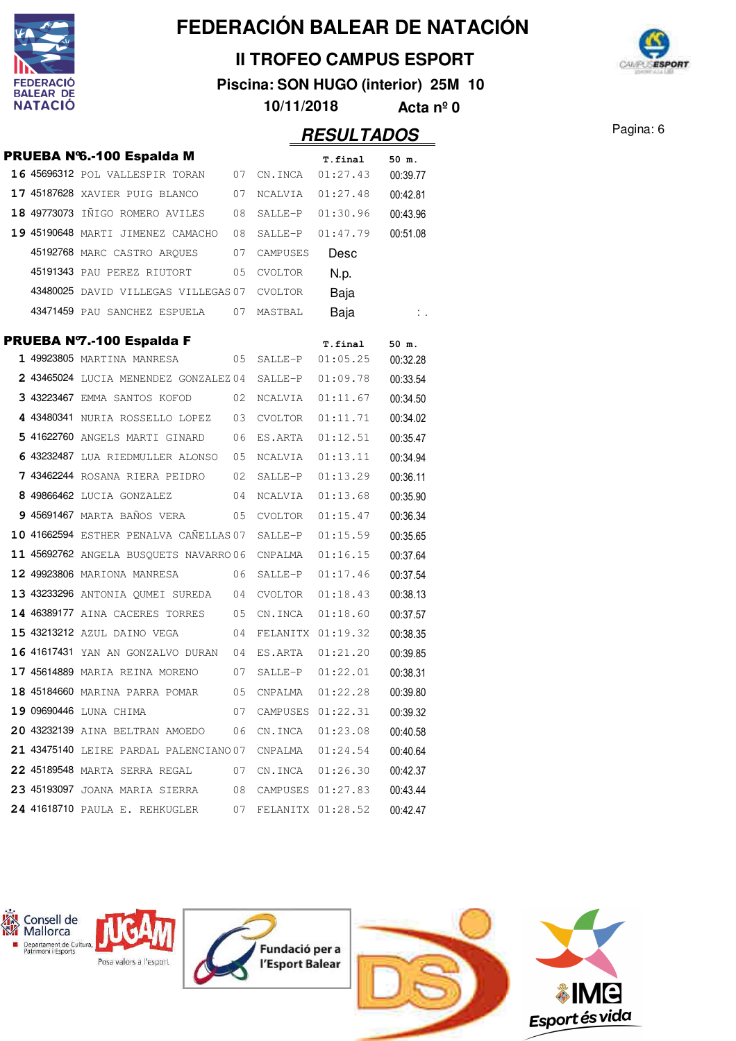# FEDERACIÓN BALEAR DE NATACIÓN

## II TROFEO CAMPUS ESPORT

**Piscina: SON HUGO (interior) 25M 10**

**10/11/2018 Acta nº 0**

## RESULTADOS

### PRUEBA Nº6.-100 Espalda M

| Pos. | Licencia | Nombre | Año | Club | T.final | 50 m. |
|---|---|---|---|---|---|---|
| 16 | 45696312 | POL VALLESPIR TORAN | 07 | CN.INCA | 01:27.43 | 00:39.77 |
| 17 | 45187628 | XAVIER PUIG BLANCO | 07 | NCALVIA | 01:27.48 | 00:42.81 |
| 18 | 49773073 | IÑIGO ROMERO AVILES | 08 | SALLE-P | 01:30.96 | 00:43.96 |
| 19 | 45190648 | MARTI JIMENEZ CAMACHO | 08 | SALLE-P | 01:47.79 | 00:51.08 |
| | 45192768 | MARC CASTRO ARQUES | 07 | CAMPUSES | Desc | |
| | 45191343 | PAU PEREZ RIUTORT | 05 | CVOLTOR | N.p. | |
| | 43480025 | DAVID VILLEGAS VILLEGAS | 07 | CVOLTOR | Baja | |
| | 43471459 | PAU SANCHEZ ESPUELA | 07 | MASTBAL | Baja | : . |

### PRUEBA Nº7.-100 Espalda F

| Pos. | Licencia | Nombre | Año | Club | T.final | 50 m. |
|---|---|---|---|---|---|---|
| 1 | 49923805 | MARTINA MANRESA | 05 | SALLE-P | 01:05.25 | 00:32.28 |
| 2 | 43465024 | LUCIA MENENDEZ GONZALEZ | 04 | SALLE-P | 01:09.78 | 00:33.54 |
| 3 | 43223467 | EMMA SANTOS KOFOD | 02 | NCALVIA | 01:11.67 | 00:34.50 |
| 4 | 43480341 | NURIA ROSSELLO LOPEZ | 03 | CVOLTOR | 01:11.71 | 00:34.02 |
| 5 | 41622760 | ANGELS MARTI GINARD | 06 | ES.ARTA | 01:12.51 | 00:35.47 |
| 6 | 43232487 | LUA RIEDMULLER ALONSO | 05 | NCALVIA | 01:13.11 | 00:34.94 |
| 7 | 43462244 | ROSANA RIERA PEIDRO | 02 | SALLE-P | 01:13.29 | 00:36.11 |
| 8 | 49866462 | LUCIA GONZALEZ | 04 | NCALVIA | 01:13.68 | 00:35.90 |
| 9 | 45691467 | MARTA BAÑOS VERA | 05 | CVOLTOR | 01:15.47 | 00:36.34 |
| 10 | 41662594 | ESTHER PENALVA CAÑELLAS | 07 | SALLE-P | 01:15.59 | 00:35.65 |
| 11 | 45692762 | ANGELA BUSQUETS NAVARRO | 06 | CNPALMA | 01:16.15 | 00:37.64 |
| 12 | 49923806 | MARIONA MANRESA | 06 | SALLE-P | 01:17.46 | 00:37.54 |
| 13 | 43233296 | ANTONIA QUMEI SUREDA | 04 | CVOLTOR | 01:18.43 | 00:38.13 |
| 14 | 46389177 | AINA CACERES TORRES | 05 | CN.INCA | 01:18.60 | 00:37.57 |
| 15 | 43213212 | AZUL DAINO VEGA | 04 | FELANITX | 01:19.32 | 00:38.35 |
| 16 | 41617431 | YAN AN GONZALVO DURAN | 04 | ES.ARTA | 01:21.20 | 00:39.85 |
| 17 | 45614889 | MARIA REINA MORENO | 07 | SALLE-P | 01:22.01 | 00:38.31 |
| 18 | 45184660 | MARINA PARRA POMAR | 05 | CNPALMA | 01:22.28 | 00:39.80 |
| 19 | 09690446 | LUNA CHIMA | 07 | CAMPUSES | 01:22.31 | 00:39.32 |
| 20 | 43232139 | AINA BELTRAN AMOEDO | 06 | CN.INCA | 01:23.08 | 00:40.58 |
| 21 | 43475140 | LEIRE PARDAL PALENCIANO | 07 | CNPALMA | 01:24.54 | 00:40.64 |
| 22 | 45189548 | MARTA SERRA REGAL | 07 | CN.INCA | 01:26.30 | 00:42.37 |
| 23 | 45193097 | JOANA MARIA SIERRA | 08 | CAMPUSES | 01:27.83 | 00:43.44 |
| 24 | 41618710 | PAULA E. REHKUGLER | 07 | FELANITX | 01:28.52 | 00:42.47 |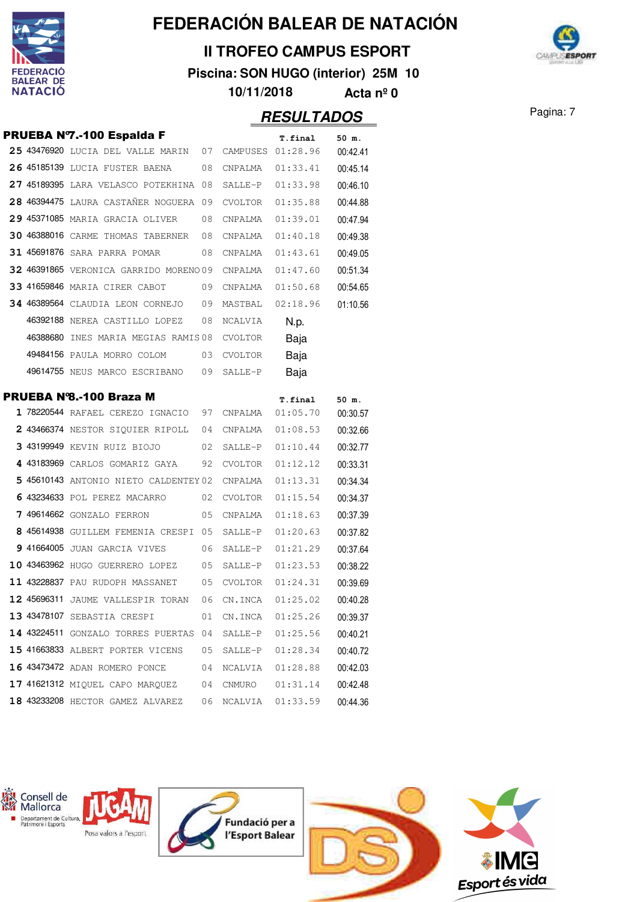# FEDERACIÓN BALEAR DE NATACIÓN

## II TROFEO CAMPUS ESPORT

**Piscina: SON HUGO (interior) 25M 10**

**10/11/2018 Acta nº 0**

## RESULTADOS

### PRUEBA Nº7.-100 Espalda F

| Pos. | Licencia | Nombre | Año | Club | T.final | 50 m. |
|---|---|---|---|---|---|---|
| 25 | 43476920 | LUCIA DEL VALLE MARIN | 07 | CAMPUSES | 01:28.96 | 00:42.41 |
| 26 | 45185139 | LUCIA FUSTER BAENA | 08 | CNPALMA | 01:33.41 | 00:45.14 |
| 27 | 45189395 | LARA VELASCO POTEKHINA | 08 | SALLE-P | 01:33.98 | 00:46.10 |
| 28 | 46394475 | LAURA CASTAÑER NOGUERA | 09 | CVOLTOR | 01:35.88 | 00:44.88 |
| 29 | 45371085 | MARIA GRACIA OLIVER | 08 | CNPALMA | 01:39.01 | 00:47.94 |
| 30 | 46388016 | CARME THOMAS TABERNER | 08 | CNPALMA | 01:40.18 | 00:49.38 |
| 31 | 45691876 | SARA PARRA POMAR | 08 | CNPALMA | 01:43.61 | 00:49.05 |
| 32 | 46391865 | VERONICA GARRIDO MORENO | 09 | CNPALMA | 01:47.60 | 00:51.34 |
| 33 | 41659846 | MARIA CIRER CABOT | 09 | CNPALMA | 01:50.68 | 00:54.65 |
| 34 | 46389564 | CLAUDIA LEON CORNEJO | 09 | MASTBAL | 02:18.96 | 01:10.56 |
| | 46392188 | NEREA CASTILLO LOPEZ | 08 | NCALVIA | N.p. | |
| | 46388680 | INES MARIA MEGIAS RAMIS | 08 | CVOLTOR | Baja | |
| | 49484156 | PAULA MORRO COLOM | 03 | CVOLTOR | Baja | |
| | 49614755 | NEUS MARCO ESCRIBANO | 09 | SALLE-P | Baja | |

### PRUEBA Nº8.-100 Braza M

| Pos. | Licencia | Nombre | Año | Club | T.final | 50 m. |
|---|---|---|---|---|---|---|
| 1 | 78220544 | RAFAEL CEREZO IGNACIO | 97 | CNPALMA | 01:05.70 | 00:30.57 |
| 2 | 43466374 | NESTOR SIQUIER RIPOLL | 04 | CNPALMA | 01:08.53 | 00:32.66 |
| 3 | 43199949 | KEVIN RUIZ BIOJO | 02 | SALLE-P | 01:10.44 | 00:32.77 |
| 4 | 43183969 | CARLOS GOMARIZ GAYA | 92 | CVOLTOR | 01:12.12 | 00:33.31 |
| 5 | 45610143 | ANTONIO NIETO CALDENTEY | 02 | CNPALMA | 01:13.31 | 00:34.34 |
| 6 | 43234633 | POL PEREZ MACARRO | 02 | CVOLTOR | 01:15.54 | 00:34.37 |
| 7 | 49614662 | GONZALO FERRON | 05 | CNPALMA | 01:18.63 | 00:37.39 |
| 8 | 45614938 | GUILLEM FEMENIA CRESPI | 05 | SALLE-P | 01:20.63 | 00:37.82 |
| 9 | 41664005 | JUAN GARCIA VIVES | 06 | SALLE-P | 01:21.29 | 00:37.64 |
| 10 | 43463962 | HUGO GUERRERO LOPEZ | 05 | SALLE-P | 01:23.53 | 00:38.22 |
| 11 | 43228837 | PAU RUDOPH MASSANET | 05 | CVOLTOR | 01:24.31 | 00:39.69 |
| 12 | 45696311 | JAUME VALLESPIR TORAN | 06 | CN.INCA | 01:25.02 | 00:40.28 |
| 13 | 43478107 | SEBASTIA CRESPI | 01 | CN.INCA | 01:25.26 | 00:39.37 |
| 14 | 43224511 | GONZALO TORRES PUERTAS | 04 | SALLE-P | 01:25.56 | 00:40.21 |
| 15 | 41663833 | ALBERT PORTER VICENS | 05 | SALLE-P | 01:28.34 | 00:40.72 |
| 16 | 43473472 | ADAN ROMERO PONCE | 04 | NCALVIA | 01:28.88 | 00:42.03 |
| 17 | 41621312 | MIQUEL CAPO MARQUEZ | 04 | CNMURO | 01:31.14 | 00:42.48 |
| 18 | 43233208 | HECTOR GAMEZ ALVAREZ | 06 | NCALVIA | 01:33.59 | 00:44.36 |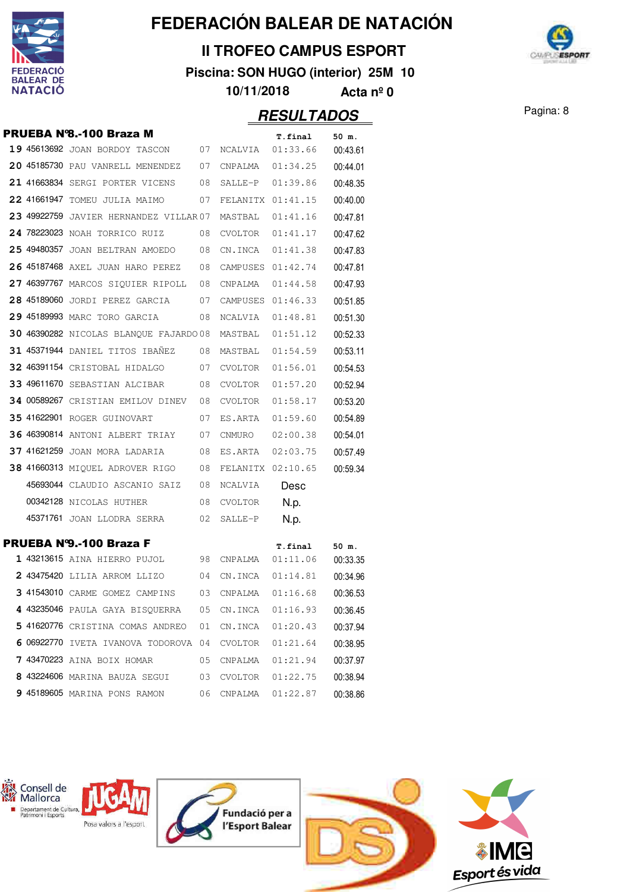# FEDERACIÓN BALEAR DE NATACIÓN

## II TROFEO CAMPUS ESPORT

**Piscina: SON HUGO (interior) 25M 10**

**10/11/2018 Acta nº 0**

## RESULTADOS

### PRUEBA Nº8.-100 Braza M

| | | | | | T.final | 50 m. |
|---|---|---|---|---|---|---|
| 19 | 45613692 | JOAN BORDOY TASCON | 07 | NCALVIA | 01:33.66 | 00:43.61 |
| 20 | 45185730 | PAU VANRELL MENENDEZ | 07 | CNPALMA | 01:34.25 | 00:44.01 |
| 21 | 41663834 | SERGI PORTER VICENS | 08 | SALLE-P | 01:39.86 | 00:48.35 |
| 22 | 41661947 | TOMEU JULIA MAIMO | 07 | FELANITX | 01:41.15 | 00:40.00 |
| 23 | 49922759 | JAVIER HERNANDEZ VILLAR | 07 | MASTBAL | 01:41.16 | 00:47.81 |
| 24 | 78223023 | NOAH TORRICO RUIZ | 08 | CVOLTOR | 01:41.17 | 00:47.62 |
| 25 | 49480357 | JOAN BELTRAN AMOEDO | 08 | CN.INCA | 01:41.38 | 00:47.83 |
| 26 | 45187468 | AXEL JUAN HARO PEREZ | 08 | CAMPUSES | 01:42.74 | 00:47.81 |
| 27 | 46397767 | MARCOS SIQUIER RIPOLL | 08 | CNPALMA | 01:44.58 | 00:47.93 |
| 28 | 45189060 | JORDI PEREZ GARCIA | 07 | CAMPUSES | 01:46.33 | 00:51.85 |
| 29 | 45189993 | MARC TORO GARCIA | 08 | NCALVIA | 01:48.81 | 00:51.30 |
| 30 | 46390282 | NICOLAS BLANQUE FAJARDO | 08 | MASTBAL | 01:51.12 | 00:52.33 |
| 31 | 45371944 | DANIEL TITOS IBAÑEZ | 08 | MASTBAL | 01:54.59 | 00:53.11 |
| 32 | 46391154 | CRISTOBAL HIDALGO | 07 | CVOLTOR | 01:56.01 | 00:54.53 |
| 33 | 49611670 | SEBASTIAN ALCIBAR | 08 | CVOLTOR | 01:57.20 | 00:52.94 |
| 34 | 00589267 | CRISTIAN EMILOV DINEV | 08 | CVOLTOR | 01:58.17 | 00:53.20 |
| 35 | 41622901 | ROGER GUINOVART | 07 | ES.ARTA | 01:59.60 | 00:54.89 |
| 36 | 46390814 | ANTONI ALBERT TRIAY | 07 | CNMURO | 02:00.38 | 00:54.01 |
| 37 | 41621259 | JOAN MORA LADARIA | 08 | ES.ARTA | 02:03.75 | 00:57.49 |
| 38 | 41660313 | MIQUEL ADROVER RIGO | 08 | FELANITX | 02:10.65 | 00:59.34 |
| | 45693044 | CLAUDIO ASCANIO SAIZ | 08 | NCALVIA | Desc | |
| | 00342128 | NICOLAS HUTHER | 08 | CVOLTOR | N.p. | |
| | 45371761 | JOAN LLODRA SERRA | 02 | SALLE-P | N.p. | |

### PRUEBA Nº9.-100 Braza F

| | | | | | T.final | 50 m. |
|---|---|---|---|---|---|---|
| 1 | 43213615 | AINA HIERRO PUJOL | 98 | CNPALMA | 01:11.06 | 00:33.35 |
| 2 | 43475420 | LILIA ARROM LLIZO | 04 | CN.INCA | 01:14.81 | 00:34.96 |
| 3 | 41543010 | CARME GOMEZ CAMPINS | 03 | CNPALMA | 01:16.68 | 00:36.53 |
| 4 | 43235046 | PAULA GAYA BISQUERRA | 05 | CN.INCA | 01:16.93 | 00:36.45 |
| 5 | 41620776 | CRISTINA COMAS ANDREO | 01 | CN.INCA | 01:20.43 | 00:37.94 |
| 6 | 06922770 | IVETA IVANOVA TODOROVA | 04 | CVOLTOR | 01:21.64 | 00:38.95 |
| 7 | 43470223 | AINA BOIX HOMAR | 05 | CNPALMA | 01:21.94 | 00:37.97 |
| 8 | 43224606 | MARINA BAUZA SEGUI | 03 | CVOLTOR | 01:22.75 | 00:38.94 |
| 9 | 45189605 | MARINA PONS RAMON | 06 | CNPALMA | 01:22.87 | 00:38.86 |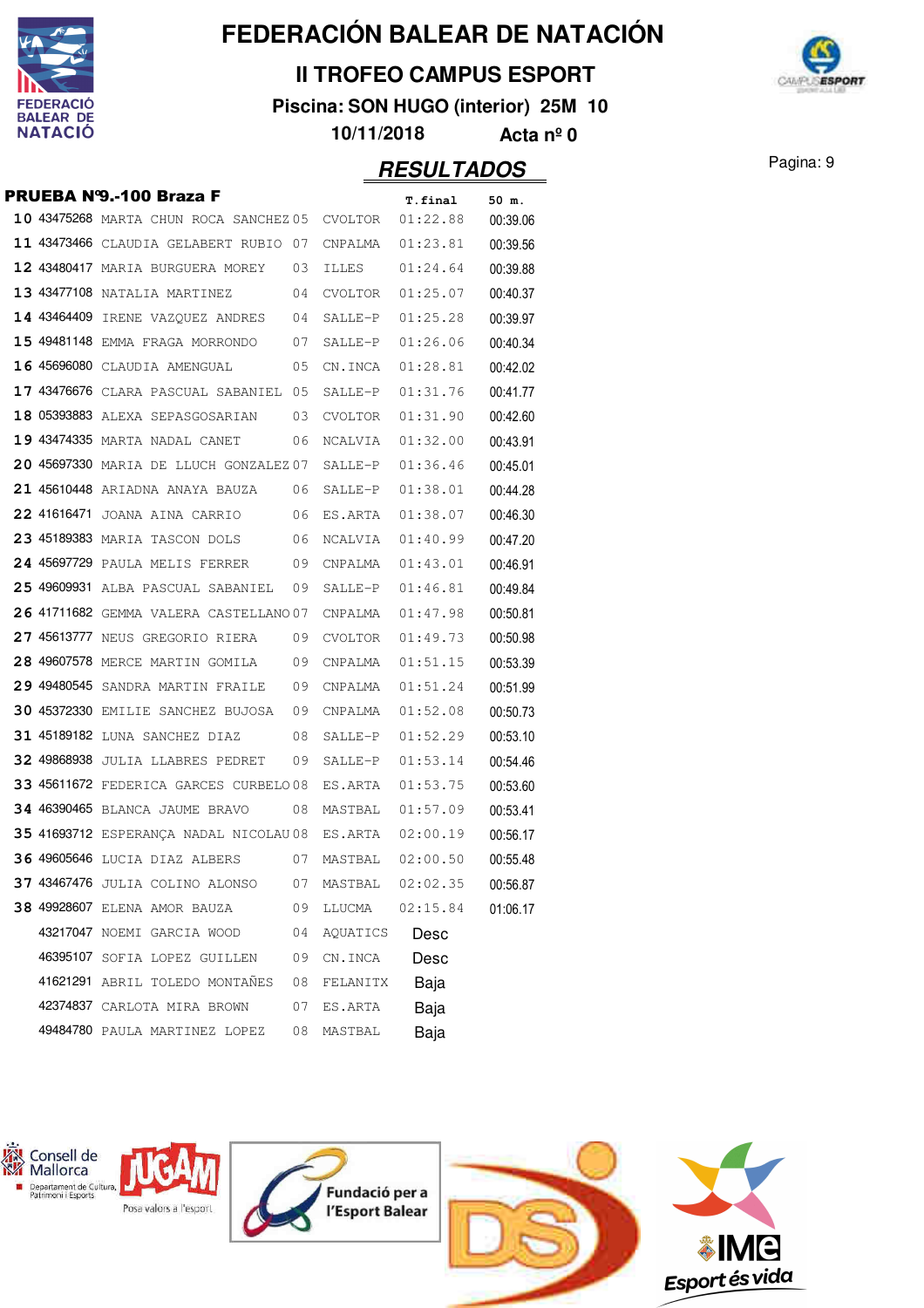# FEDERACIÓN BALEAR DE NATACIÓN

## II TROFEO CAMPUS ESPORT

**Piscina: SON HUGO (interior) 25M 10**

**10/11/2018 Acta nº 0**

## RESULTADOS

### PRUEBA Nº9.-100 Braza F

| | | | | | T.final | 50 m. |
|---|---|---|---|---|---|---|
| 10 | 43475268 | MARTA CHUN ROCA SANCHEZ | 05 | CVOLTOR | 01:22.88 | 00:39.06 |
| 11 | 43473466 | CLAUDIA GELABERT RUBIO | 07 | CNPALMA | 01:23.81 | 00:39.56 |
| 12 | 43480417 | MARIA BURGUERA MOREY | 03 | ILLES | 01:24.64 | 00:39.88 |
| 13 | 43477108 | NATALIA MARTINEZ | 04 | CVOLTOR | 01:25.07 | 00:40.37 |
| 14 | 43464409 | IRENE VAZQUEZ ANDRES | 04 | SALLE-P | 01:25.28 | 00:39.97 |
| 15 | 49481148 | EMMA FRAGA MORRONDO | 07 | SALLE-P | 01:26.06 | 00:40.34 |
| 16 | 45696080 | CLAUDIA AMENGUAL | 05 | CN.INCA | 01:28.81 | 00:42.02 |
| 17 | 43476676 | CLARA PASCUAL SABANIEL | 05 | SALLE-P | 01:31.76 | 00:41.77 |
| 18 | 05393883 | ALEXA SEPASGOSARIAN | 03 | CVOLTOR | 01:31.90 | 00:42.60 |
| 19 | 43474335 | MARTA NADAL CANET | 06 | NCALVIA | 01:32.00 | 00:43.91 |
| 20 | 45697330 | MARIA DE LLUCH GONZALEZ | 07 | SALLE-P | 01:36.46 | 00:45.01 |
| 21 | 45610448 | ARIADNA ANAYA BAUZA | 06 | SALLE-P | 01:38.01 | 00:44.28 |
| 22 | 41616471 | JOANA AINA CARRIO | 06 | ES.ARTA | 01:38.07 | 00:46.30 |
| 23 | 45189383 | MARIA TASCON DOLS | 06 | NCALVIA | 01:40.99 | 00:47.20 |
| 24 | 45697729 | PAULA MELIS FERRER | 09 | CNPALMA | 01:43.01 | 00:46.91 |
| 25 | 49609931 | ALBA PASCUAL SABANIEL | 09 | SALLE-P | 01:46.81 | 00:49.84 |
| 26 | 41711682 | GEMMA VALERA CASTELLANO | 07 | CNPALMA | 01:47.98 | 00:50.81 |
| 27 | 45613777 | NEUS GREGORIO RIERA | 09 | CVOLTOR | 01:49.73 | 00:50.98 |
| 28 | 49607578 | MERCE MARTIN GOMILA | 09 | CNPALMA | 01:51.15 | 00:53.39 |
| 29 | 49480545 | SANDRA MARTIN FRAILE | 09 | CNPALMA | 01:51.24 | 00:51.99 |
| 30 | 45372330 | EMILIE SANCHEZ BUJOSA | 09 | CNPALMA | 01:52.08 | 00:50.73 |
| 31 | 45189182 | LUNA SANCHEZ DIAZ | 08 | SALLE-P | 01:52.29 | 00:53.10 |
| 32 | 49868938 | JULIA LLABRES PEDRET | 09 | SALLE-P | 01:53.14 | 00:54.46 |
| 33 | 45611672 | FEDERICA GARCES CURBELO | 08 | ES.ARTA | 01:53.75 | 00:53.60 |
| 34 | 46390465 | BLANCA JAUME BRAVO | 08 | MASTBAL | 01:57.09 | 00:53.41 |
| 35 | 41693712 | ESPERANÇA NADAL NICOLAU | 08 | ES.ARTA | 02:00.19 | 00:56.17 |
| 36 | 49605646 | LUCIA DIAZ ALBERS | 07 | MASTBAL | 02:00.50 | 00:55.48 |
| 37 | 43467476 | JULIA COLINO ALONSO | 07 | MASTBAL | 02:02.35 | 00:56.87 |
| 38 | 49928607 | ELENA AMOR BAUZA | 09 | LLUCMA | 02:15.84 | 01:06.17 |
| | 43217047 | NOEMI GARCIA WOOD | 04 | AQUATICS | Desc | |
| | 46395107 | SOFIA LOPEZ GUILLEN | 09 | CN.INCA | Desc | |
| | 41621291 | ABRIL TOLEDO MONTAÑES | 08 | FELANITX | Baja | |
| | 42374837 | CARLOTA MIRA BROWN | 07 | ES.ARTA | Baja | |
| | 49484780 | PAULA MARTINEZ LOPEZ | 08 | MASTBAL | Baja | |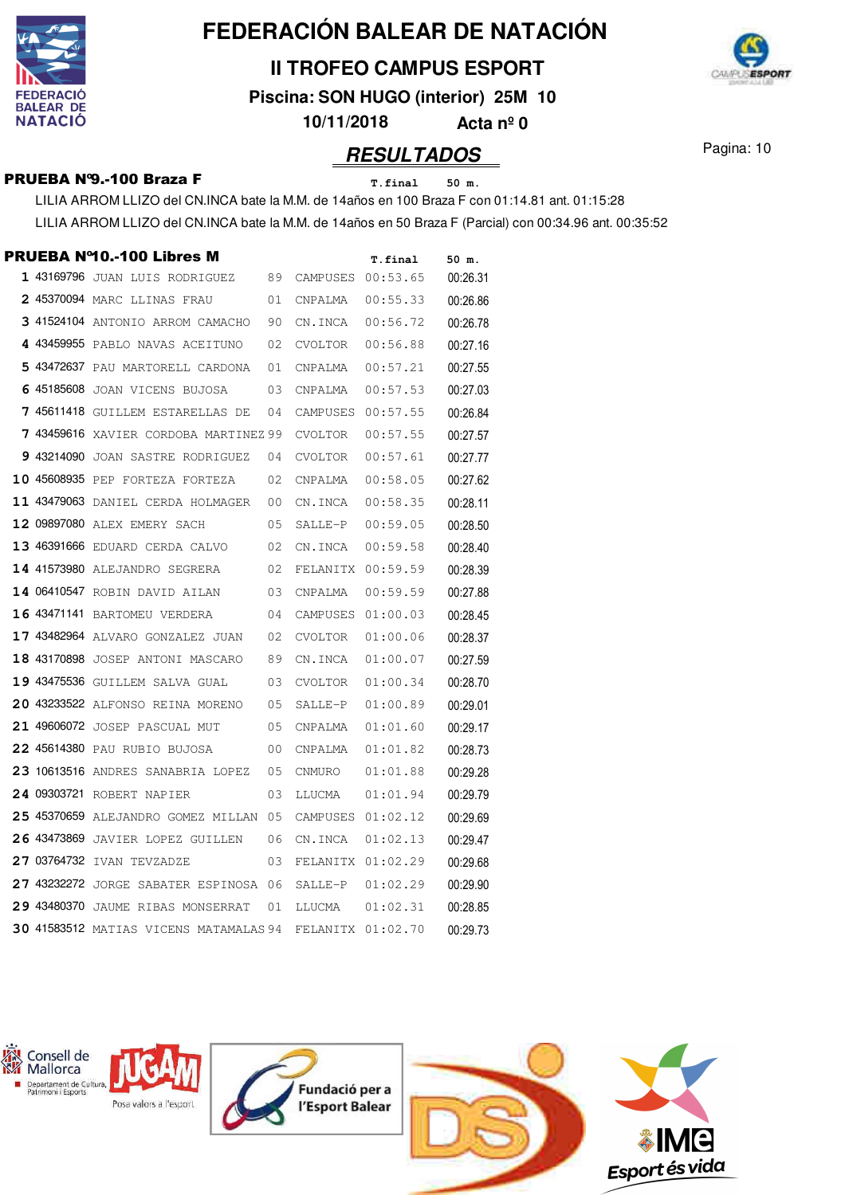# FEDERACIÓN BALEAR DE NATACIÓN

## II TROFEO CAMPUS ESPORT

**Piscina: SON HUGO (interior) 25M 10**

**10/11/2018 Acta nº 0**

## RESULTADOS

### PRUEBA Nº9.-100 Braza F

T.final 50 m.

LILIA ARROM LLIZO del CN.INCA bate la M.M. de 14años en 100 Braza F con 01:14.81 ant. 01:15:28

LILIA ARROM LLIZO del CN.INCA bate la M.M. de 14años en 50 Braza F (Parcial) con 00:34.96 ant. 00:35:52

### PRUEBA Nº10.-100 Libres M

| Pos. | Licencia | Nombre | Año | Club | T.final | 50 m. |
|---|---|---|---|---|---|---|
| 1 | 43169796 | JUAN LUIS RODRIGUEZ | 89 | CAMPUSES | 00:53.65 | 00:26.31 |
| 2 | 45370094 | MARC LLINAS FRAU | 01 | CNPALMA | 00:55.33 | 00:26.86 |
| 3 | 41524104 | ANTONIO ARROM CAMACHO | 90 | CN.INCA | 00:56.72 | 00:26.78 |
| 4 | 43459955 | PABLO NAVAS ACEITUNO | 02 | CVOLTOR | 00:56.88 | 00:27.16 |
| 5 | 43472637 | PAU MARTORELL CARDONA | 01 | CNPALMA | 00:57.21 | 00:27.55 |
| 6 | 45185608 | JOAN VICENS BUJOSA | 03 | CNPALMA | 00:57.53 | 00:27.03 |
| 7 | 45611418 | GUILLEM ESTARELLAS DE | 04 | CAMPUSES | 00:57.55 | 00:26.84 |
| 7 | 43459616 | XAVIER CORDOBA MARTINEZ | 99 | CVOLTOR | 00:57.55 | 00:27.57 |
| 9 | 43214090 | JOAN SASTRE RODRIGUEZ | 04 | CVOLTOR | 00:57.61 | 00:27.77 |
| 10 | 45608935 | PEP FORTEZA FORTEZA | 02 | CNPALMA | 00:58.05 | 00:27.62 |
| 11 | 43479063 | DANIEL CERDA HOLMAGER | 00 | CN.INCA | 00:58.35 | 00:28.11 |
| 12 | 09897080 | ALEX EMERY SACH | 05 | SALLE-P | 00:59.05 | 00:28.50 |
| 13 | 46391666 | EDUARD CERDA CALVO | 02 | CN.INCA | 00:59.58 | 00:28.40 |
| 14 | 41573980 | ALEJANDRO SEGRERA | 02 | FELANITX | 00:59.59 | 00:28.39 |
| 14 | 06410547 | ROBIN DAVID AILAN | 03 | CNPALMA | 00:59.59 | 00:27.88 |
| 16 | 43471141 | BARTOMEU VERDERA | 04 | CAMPUSES | 01:00.03 | 00:28.45 |
| 17 | 43482964 | ALVARO GONZALEZ JUAN | 02 | CVOLTOR | 01:00.06 | 00:28.37 |
| 18 | 43170898 | JOSEP ANTONI MASCARO | 89 | CN.INCA | 01:00.07 | 00:27.59 |
| 19 | 43475536 | GUILLEM SALVA GUAL | 03 | CVOLTOR | 01:00.34 | 00:28.70 |
| 20 | 43233522 | ALFONSO REINA MORENO | 05 | SALLE-P | 01:00.89 | 00:29.01 |
| 21 | 49606072 | JOSEP PASCUAL MUT | 05 | CNPALMA | 01:01.60 | 00:29.17 |
| 22 | 45614380 | PAU RUBIO BUJOSA | 00 | CNPALMA | 01:01.82 | 00:28.73 |
| 23 | 10613516 | ANDRES SANABRIA LOPEZ | 05 | CNMURO | 01:01.88 | 00:29.28 |
| 24 | 09303721 | ROBERT NAPIER | 03 | LLUCMA | 01:01.94 | 00:29.79 |
| 25 | 45370659 | ALEJANDRO GOMEZ MILLAN | 05 | CAMPUSES | 01:02.12 | 00:29.69 |
| 26 | 43473869 | JAVIER LOPEZ GUILLEN | 06 | CN.INCA | 01:02.13 | 00:29.47 |
| 27 | 03764732 | IVAN TEVZADZE | 03 | FELANITX | 01:02.29 | 00:29.68 |
| 27 | 43232272 | JORGE SABATER ESPINOSA | 06 | SALLE-P | 01:02.29 | 00:29.90 |
| 29 | 43480370 | JAUME RIBAS MONSERRAT | 01 | LLUCMA | 01:02.31 | 00:28.85 |
| 30 | 41583512 | MATIAS VICENS MATAMALAS | 94 | FELANITX | 01:02.70 | 00:29.73 |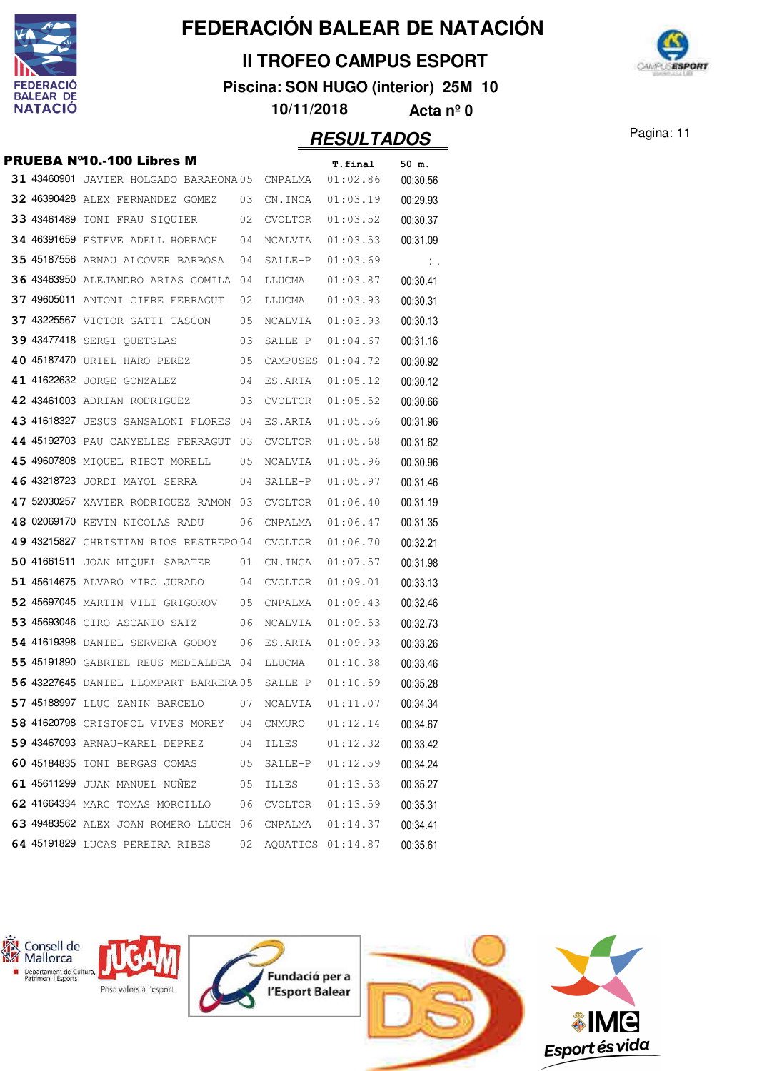# FEDERACIÓN BALEAR DE NATACIÓN

## II TROFEO CAMPUS ESPORT

**Piscina: SON HUGO (interior) 25M 10**

**10/11/2018 Acta nº 0**

## RESULTADOS

### PRUEBA Nº10.-100 Libres M

| | | | | | T.final | 50 m. |
|---|---|---|---|---|---|---|
| 31 | 43460901 | JAVIER HOLGADO BARAHONA | 05 | CNPALMA | 01:02.86 | 00:30.56 |
| 32 | 46390428 | ALEX FERNANDEZ GOMEZ | 03 | CN.INCA | 01:03.19 | 00:29.93 |
| 33 | 43461489 | TONI FRAU SIQUIER | 02 | CVOLTOR | 01:03.52 | 00:30.37 |
| 34 | 46391659 | ESTEVE ADELL HORRACH | 04 | NCALVIA | 01:03.53 | 00:31.09 |
| 35 | 45187556 | ARNAU ALCOVER BARBOSA | 04 | SALLE-P | 01:03.69 | : . |
| 36 | 43463950 | ALEJANDRO ARIAS GOMILA | 04 | LLUCMA | 01:03.87 | 00:30.41 |
| 37 | 49605011 | ANTONI CIFRE FERRAGUT | 02 | LLUCMA | 01:03.93 | 00:30.31 |
| 37 | 43225567 | VICTOR GATTI TASCON | 05 | NCALVIA | 01:03.93 | 00:30.13 |
| 39 | 43477418 | SERGI QUETGLAS | 03 | SALLE-P | 01:04.67 | 00:31.16 |
| 40 | 45187470 | URIEL HARO PEREZ | 05 | CAMPUSES | 01:04.72 | 00:30.92 |
| 41 | 41622632 | JORGE GONZALEZ | 04 | ES.ARTA | 01:05.12 | 00:30.12 |
| 42 | 43461003 | ADRIAN RODRIGUEZ | 03 | CVOLTOR | 01:05.52 | 00:30.66 |
| 43 | 41618327 | JESUS SANSALONI FLORES | 04 | ES.ARTA | 01:05.56 | 00:31.96 |
| 44 | 45192703 | PAU CANYELLES FERRAGUT | 03 | CVOLTOR | 01:05.68 | 00:31.62 |
| 45 | 49607808 | MIQUEL RIBOT MORELL | 05 | NCALVIA | 01:05.96 | 00:30.96 |
| 46 | 43218723 | JORDI MAYOL SERRA | 04 | SALLE-P | 01:05.97 | 00:31.46 |
| 47 | 52030257 | XAVIER RODRIGUEZ RAMON | 03 | CVOLTOR | 01:06.40 | 00:31.19 |
| 48 | 02069170 | KEVIN NICOLAS RADU | 06 | CNPALMA | 01:06.47 | 00:31.35 |
| 49 | 43215827 | CHRISTIAN RIOS RESTREPO | 04 | CVOLTOR | 01:06.70 | 00:32.21 |
| 50 | 41661511 | JOAN MIQUEL SABATER | 01 | CN.INCA | 01:07.57 | 00:31.98 |
| 51 | 45614675 | ALVARO MIRO JURADO | 04 | CVOLTOR | 01:09.01 | 00:33.13 |
| 52 | 45697045 | MARTIN VILI GRIGOROV | 05 | CNPALMA | 01:09.43 | 00:32.46 |
| 53 | 45693046 | CIRO ASCANIO SAIZ | 06 | NCALVIA | 01:09.53 | 00:32.73 |
| 54 | 41619398 | DANIEL SERVERA GODOY | 06 | ES.ARTA | 01:09.93 | 00:33.26 |
| 55 | 45191890 | GABRIEL REUS MEDIALDEA | 04 | LLUCMA | 01:10.38 | 00:33.46 |
| 56 | 43227645 | DANIEL LLOMPART BARRERA | 05 | SALLE-P | 01:10.59 | 00:35.28 |
| 57 | 45188997 | LLUC ZANIN BARCELO | 07 | NCALVIA | 01:11.07 | 00:34.34 |
| 58 | 41620798 | CRISTOFOL VIVES MOREY | 04 | CNMURO | 01:12.14 | 00:34.67 |
| 59 | 43467093 | ARNAU-KAREL DEPREZ | 04 | ILLES | 01:12.32 | 00:33.42 |
| 60 | 45184835 | TONI BERGAS COMAS | 05 | SALLE-P | 01:12.59 | 00:34.24 |
| 61 | 45611299 | JUAN MANUEL NUÑEZ | 05 | ILLES | 01:13.53 | 00:35.27 |
| 62 | 41664334 | MARC TOMAS MORCILLO | 06 | CVOLTOR | 01:13.59 | 00:35.31 |
| 63 | 49483562 | ALEX JOAN ROMERO LLUCH | 06 | CNPALMA | 01:14.37 | 00:34.41 |
| 64 | 45191829 | LUCAS PEREIRA RIBES | 02 | AQUATICS | 01:14.87 | 00:35.61 |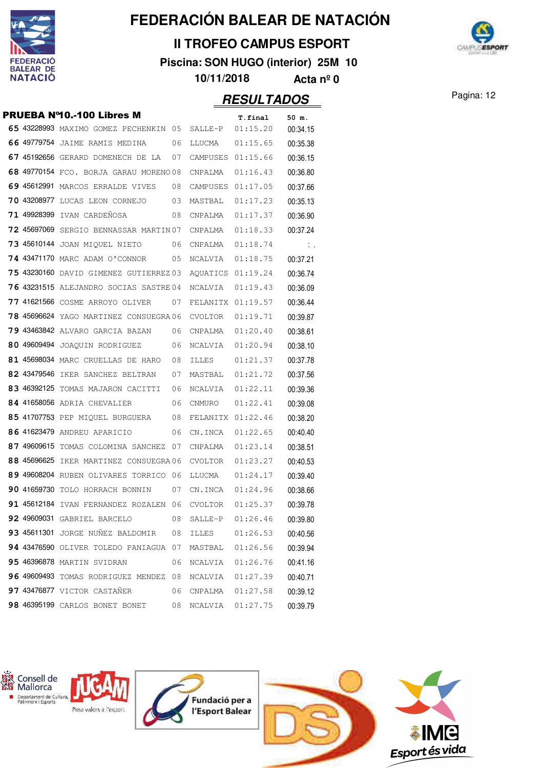# FEDERACIÓN BALEAR DE NATACIÓN

## II TROFEO CAMPUS ESPORT

**Piscina: SON HUGO (interior) 25M 10**

**10/11/2018 Acta nº 0**

## RESULTADOS

### PRUEBA Nº10.-100 Libres M

| | | | | | T.final | 50 m. |
|---|---|---|---|---|---|---|
| 65 | 43228993 | MAXIMO GOMEZ PECHENKIN | 05 | SALLE-P | 01:15.20 | 00:34.15 |
| 66 | 49779754 | JAIME RAMIS MEDINA | 06 | LLUCMA | 01:15.65 | 00:35.38 |
| 67 | 45192656 | GERARD DOMENECH DE LA | 07 | CAMPUSES | 01:15.66 | 00:36.15 |
| 68 | 49770154 | FCO. BORJA GARAU MORENO | 08 | CNPALMA | 01:16.43 | 00:36.80 |
| 69 | 45612991 | MARCOS ERRALDE VIVES | 08 | CAMPUSES | 01:17.05 | 00:37.66 |
| 70 | 43208977 | LUCAS LEON CORNEJO | 03 | MASTBAL | 01:17.23 | 00:35.13 |
| 71 | 49928399 | IVAN CARDEÑOSA | 08 | CNPALMA | 01:17.37 | 00:36.90 |
| 72 | 45697069 | SERGIO BENNASSAR MARTIN | 07 | CNPALMA | 01:18.33 | 00:37.24 |
| 73 | 45610144 | JOAN MIQUEL NIETO | 06 | CNPALMA | 01:18.74 | : . |
| 74 | 43471170 | MARC ADAM O'CONNOR | 05 | NCALVIA | 01:18.75 | 00:37.21 |
| 75 | 43230160 | DAVID GIMENEZ GUTIERREZ | 03 | AQUATICS | 01:19.24 | 00:36.74 |
| 76 | 43231515 | ALEJANDRO SOCIAS SASTRE | 04 | NCALVIA | 01:19.43 | 00:36.09 |
| 77 | 41621566 | COSME ARROYO OLIVER | 07 | FELANITX | 01:19.57 | 00:36.44 |
| 78 | 45696624 | YAGO MARTINEZ CONSUEGRA | 06 | CVOLTOR | 01:19.71 | 00:39.87 |
| 79 | 43463842 | ALVARO GARCIA BAZAN | 06 | CNPALMA | 01:20.40 | 00:38.61 |
| 80 | 49609494 | JOAQUIN RODRIGUEZ | 06 | NCALVIA | 01:20.94 | 00:38.10 |
| 81 | 45698034 | MARC CRUELLAS DE HARO | 08 | ILLES | 01:21.37 | 00:37.78 |
| 82 | 43479546 | IKER SANCHEZ BELTRAN | 07 | MASTBAL | 01:21.72 | 00:37.56 |
| 83 | 46392125 | TOMAS MAJARON CACITTI | 06 | NCALVIA | 01:22.11 | 00:39.36 |
| 84 | 41658056 | ADRIA CHEVALIER | 06 | CNMURO | 01:22.41 | 00:39.08 |
| 85 | 41707753 | PEP MIQUEL BURGUERA | 08 | FELANITX | 01:22.46 | 00:38.20 |
| 86 | 41623479 | ANDREU APARICIO | 06 | CN.INCA | 01:22.65 | 00:40.40 |
| 87 | 49609615 | TOMAS COLOMINA SANCHEZ | 07 | CNPALMA | 01:23.14 | 00:38.51 |
| 88 | 45696625 | IKER MARTINEZ CONSUEGRA | 06 | CVOLTOR | 01:23.27 | 00:40.53 |
| 89 | 49608204 | RUBEN OLIVARES TORRICO | 06 | LLUCMA | 01:24.17 | 00:39.40 |
| 90 | 41659730 | TOLO HORRACH BONNIN | 07 | CN.INCA | 01:24.96 | 00:38.66 |
| 91 | 45612184 | IVAN FERNANDEZ ROZALEN | 06 | CVOLTOR | 01:25.37 | 00:39.78 |
| 92 | 49609031 | GABRIEL BARCELO | 08 | SALLE-P | 01:26.46 | 00:39.80 |
| 93 | 45611301 | JORGE NUÑEZ BALDOMIR | 08 | ILLES | 01:26.53 | 00:40.56 |
| 94 | 43476590 | OLIVER TOLEDO PANIAGUA | 07 | MASTBAL | 01:26.56 | 00:39.94 |
| 95 | 46396878 | MARTIN SVIDRAN | 06 | NCALVIA | 01:26.76 | 00:41.16 |
| 96 | 49609493 | TOMAS RODRIGUEZ MENDEZ | 08 | NCALVIA | 01:27.39 | 00:40.71 |
| 97 | 43476877 | VICTOR CASTAÑER | 06 | CNPALMA | 01:27.58 | 00:39.12 |
| 98 | 46395199 | CARLOS BONET BONET | 08 | NCALVIA | 01:27.75 | 00:39.79 |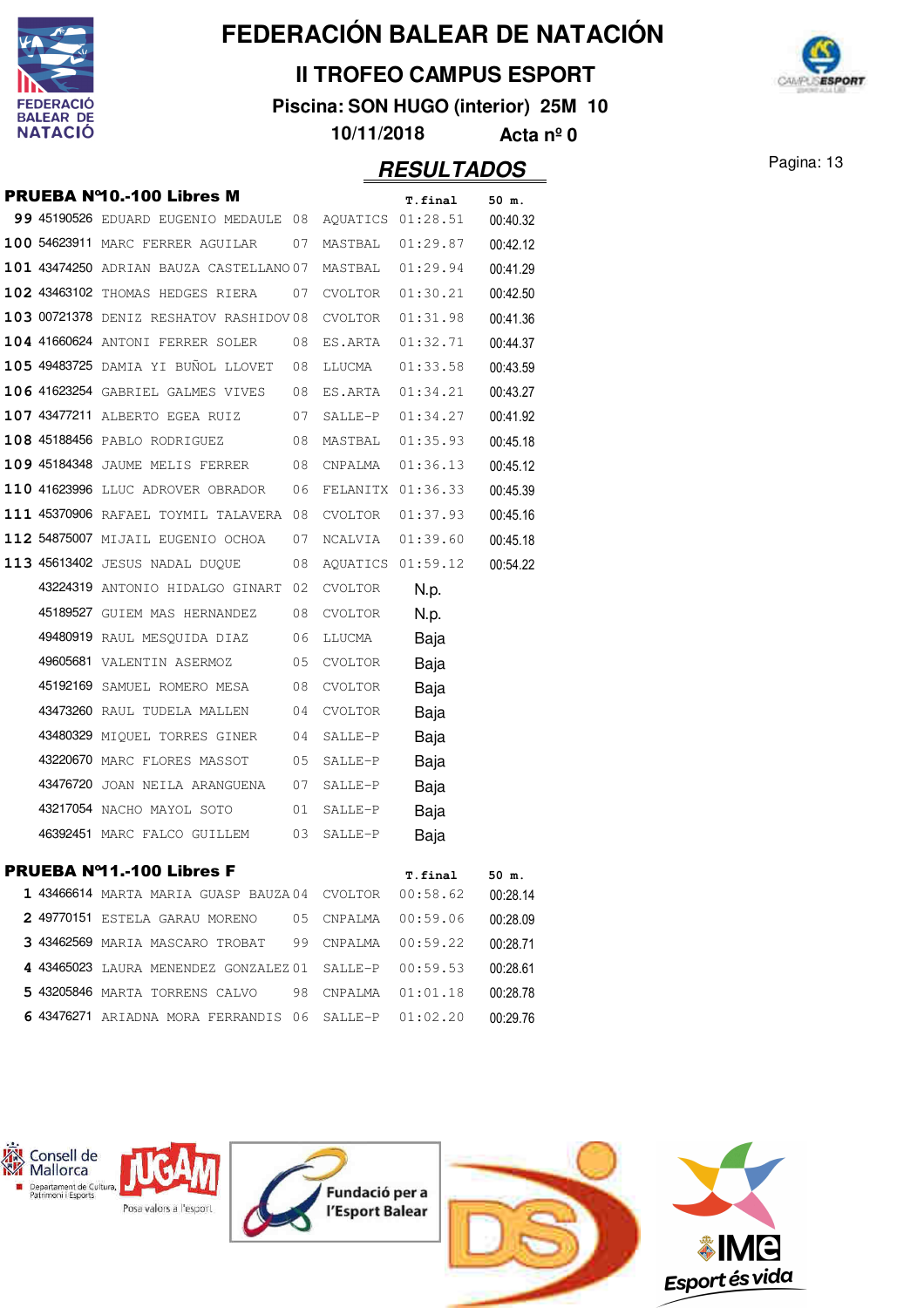# FEDERACIÓN BALEAR DE NATACIÓN

## II TROFEO CAMPUS ESPORT

**Piscina: SON HUGO (interior) 25M 10**

**10/11/2018 Acta nº 0**

## RESULTADOS

### PRUEBA Nº10.-100 Libres M

| | | | | | T.final | 50 m. |
|---|---|---|---|---|---|---|
| 99 | 45190526 | EDUARD EUGENIO MEDAULE | 08 | AQUATICS | 01:28.51 | 00:40.32 |
| 100 | 54623911 | MARC FERRER AGUILAR | 07 | MASTBAL | 01:29.87 | 00:42.12 |
| 101 | 43474250 | ADRIAN BAUZA CASTELLANO | 07 | MASTBAL | 01:29.94 | 00:41.29 |
| 102 | 43463102 | THOMAS HEDGES RIERA | 07 | CVOLTOR | 01:30.21 | 00:42.50 |
| 103 | 00721378 | DENIZ RESHATOV RASHIDOV | 08 | CVOLTOR | 01:31.98 | 00:41.36 |
| 104 | 41660624 | ANTONI FERRER SOLER | 08 | ES.ARTA | 01:32.71 | 00:44.37 |
| 105 | 49483725 | DAMIA YI BUÑOL LLOVET | 08 | LLUCMA | 01:33.58 | 00:43.59 |
| 106 | 41623254 | GABRIEL GALMES VIVES | 08 | ES.ARTA | 01:34.21 | 00:43.27 |
| 107 | 43477211 | ALBERTO EGEA RUIZ | 07 | SALLE-P | 01:34.27 | 00:41.92 |
| 108 | 45188456 | PABLO RODRIGUEZ | 08 | MASTBAL | 01:35.93 | 00:45.18 |
| 109 | 45184348 | JAUME MELIS FERRER | 08 | CNPALMA | 01:36.13 | 00:45.12 |
| 110 | 41623996 | LLUC ADROVER OBRADOR | 06 | FELANITX | 01:36.33 | 00:45.39 |
| 111 | 45370906 | RAFAEL TOYMIL TALAVERA | 08 | CVOLTOR | 01:37.93 | 00:45.16 |
| 112 | 54875007 | MIJAIL EUGENIO OCHOA | 07 | NCALVIA | 01:39.60 | 00:45.18 |
| 113 | 45613402 | JESUS NADAL DUQUE | 08 | AQUATICS | 01:59.12 | 00:54.22 |
| | 43224319 | ANTONIO HIDALGO GINART | 02 | CVOLTOR | N.p. | |
| | 45189527 | GUIEM MAS HERNANDEZ | 08 | CVOLTOR | N.p. | |
| | 49480919 | RAUL MESQUIDA DIAZ | 06 | LLUCMA | Baja | |
| | 49605681 | VALENTIN ASERMOZ | 05 | CVOLTOR | Baja | |
| | 45192169 | SAMUEL ROMERO MESA | 08 | CVOLTOR | Baja | |
| | 43473260 | RAUL TUDELA MALLEN | 04 | CVOLTOR | Baja | |
| | 43480329 | MIQUEL TORRES GINER | 04 | SALLE-P | Baja | |
| | 43220670 | MARC FLORES MASSOT | 05 | SALLE-P | Baja | |
| | 43476720 | JOAN NEILA ARANGUENA | 07 | SALLE-P | Baja | |
| | 43217054 | NACHO MAYOL SOTO | 01 | SALLE-P | Baja | |
| | 46392451 | MARC FALCO GUILLEM | 03 | SALLE-P | Baja | |

### PRUEBA Nº11.-100 Libres F

| | | | | | T.final | 50 m. |
|---|---|---|---|---|---|---|
| 1 | 43466614 | MARTA MARIA GUASP BAUZA | 04 | CVOLTOR | 00:58.62 | 00:28.14 |
| 2 | 49770151 | ESTELA GARAU MORENO | 05 | CNPALMA | 00:59.06 | 00:28.09 |
| 3 | 43462569 | MARIA MASCARO TROBAT | 99 | CNPALMA | 00:59.22 | 00:28.71 |
| 4 | 43465023 | LAURA MENENDEZ GONZALEZ | 01 | SALLE-P | 00:59.53 | 00:28.61 |
| 5 | 43205846 | MARTA TORRENS CALVO | 98 | CNPALMA | 01:01.18 | 00:28.78 |
| 6 | 43476271 | ARIADNA MORA FERRANDIS | 06 | SALLE-P | 01:02.20 | 00:29.76 |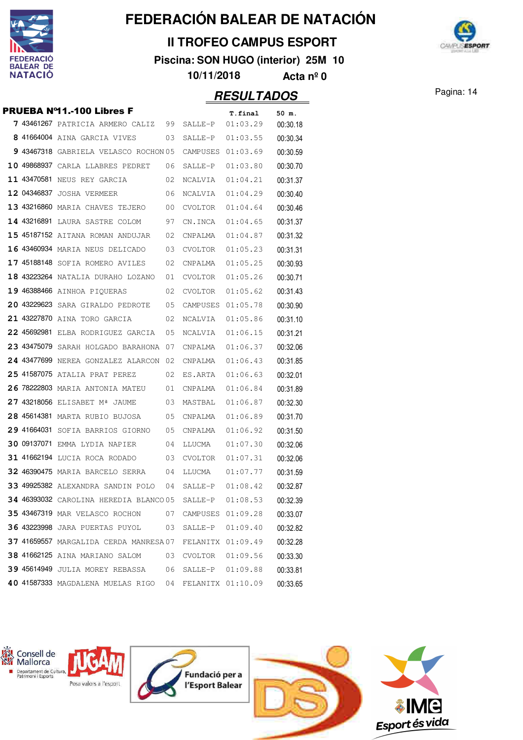# FEDERACIÓN BALEAR DE NATACIÓN

## II TROFEO CAMPUS ESPORT

**Piscina: SON HUGO (interior) 25M 10**

**10/11/2018 Acta nº 0**

## RESULTADOS

### PRUEBA Nº11.-100 Libres F

| | | | | | T.final | 50 m. |
|---|---|---|---|---|---|---|
| 7 | 43461267 | PATRICIA ARMERO CALIZ | 99 | SALLE-P | 01:03.29 | 00:30.18 |
| 8 | 41664004 | AINA GARCIA VIVES | 03 | SALLE-P | 01:03.55 | 00:30.34 |
| 9 | 43467318 | GABRIELA VELASCO ROCHON | 05 | CAMPUSES | 01:03.69 | 00:30.59 |
| 10 | 49868937 | CARLA LLABRES PEDRET | 06 | SALLE-P | 01:03.80 | 00:30.70 |
| 11 | 43470581 | NEUS REY GARCIA | 02 | NCALVIA | 01:04.21 | 00:31.37 |
| 12 | 04346837 | JOSHA VERMEER | 06 | NCALVIA | 01:04.29 | 00:30.40 |
| 13 | 43216860 | MARIA CHAVES TEJERO | 00 | CVOLTOR | 01:04.64 | 00:30.46 |
| 14 | 43216891 | LAURA SASTRE COLOM | 97 | CN.INCA | 01:04.65 | 00:31.37 |
| 15 | 45187152 | AITANA ROMAN ANDUJAR | 02 | CNPALMA | 01:04.87 | 00:31.32 |
| 16 | 43460934 | MARIA NEUS DELICADO | 03 | CVOLTOR | 01:05.23 | 00:31.31 |
| 17 | 45188148 | SOFIA ROMERO AVILES | 02 | CNPALMA | 01:05.25 | 00:30.93 |
| 18 | 43223264 | NATALIA DURAHO LOZANO | 01 | CVOLTOR | 01:05.26 | 00:30.71 |
| 19 | 46388466 | AINHOA PIQUERAS | 02 | CVOLTOR | 01:05.62 | 00:31.43 |
| 20 | 43229623 | SARA GIRALDO PEDROTE | 05 | CAMPUSES | 01:05.78 | 00:30.90 |
| 21 | 43227870 | AINA TORO GARCIA | 02 | NCALVIA | 01:05.86 | 00:31.10 |
| 22 | 45692981 | ELBA RODRIGUEZ GARCIA | 05 | NCALVIA | 01:06.15 | 00:31.21 |
| 23 | 43475079 | SARAH HOLGADO BARAHONA | 07 | CNPALMA | 01:06.37 | 00:32.06 |
| 24 | 43477699 | NEREA GONZALEZ ALARCON | 02 | CNPALMA | 01:06.43 | 00:31.85 |
| 25 | 41587075 | ATALIA PRAT PEREZ | 02 | ES.ARTA | 01:06.63 | 00:32.01 |
| 26 | 78222803 | MARIA ANTONIA MATEU | 01 | CNPALMA | 01:06.84 | 00:31.89 |
| 27 | 43218056 | ELISABET Mª JAUME | 03 | MASTBAL | 01:06.87 | 00:32.30 |
| 28 | 45614381 | MARTA RUBIO BUJOSA | 05 | CNPALMA | 01:06.89 | 00:31.70 |
| 29 | 41664031 | SOFIA BARRIOS GIORNO | 05 | CNPALMA | 01:06.92 | 00:31.50 |
| 30 | 09137071 | EMMA LYDIA NAPIER | 04 | LLUCMA | 01:07.30 | 00:32.06 |
| 31 | 41662194 | LUCIA ROCA RODADO | 03 | CVOLTOR | 01:07.31 | 00:32.06 |
| 32 | 46390475 | MARIA BARCELO SERRA | 04 | LLUCMA | 01:07.77 | 00:31.59 |
| 33 | 49925382 | ALEXANDRA SANDIN POLO | 04 | SALLE-P | 01:08.42 | 00:32.87 |
| 34 | 46393032 | CAROLINA HEREDIA BLANCO | 05 | SALLE-P | 01:08.53 | 00:32.39 |
| 35 | 43467319 | MAR VELASCO ROCHON | 07 | CAMPUSES | 01:09.28 | 00:33.07 |
| 36 | 43223998 | JARA PUERTAS PUYOL | 03 | SALLE-P | 01:09.40 | 00:32.82 |
| 37 | 41659557 | MARGALIDA CERDA MANRESA | 07 | FELANITX | 01:09.49 | 00:32.28 |
| 38 | 41662125 | AINA MARIANO SALOM | 03 | CVOLTOR | 01:09.56 | 00:33.30 |
| 39 | 45614949 | JULIA MOREY REBASSA | 06 | SALLE-P | 01:09.88 | 00:33.81 |
| 40 | 41587333 | MAGDALENA MUELAS RIGO | 04 | FELANITX | 01:10.09 | 00:33.65 |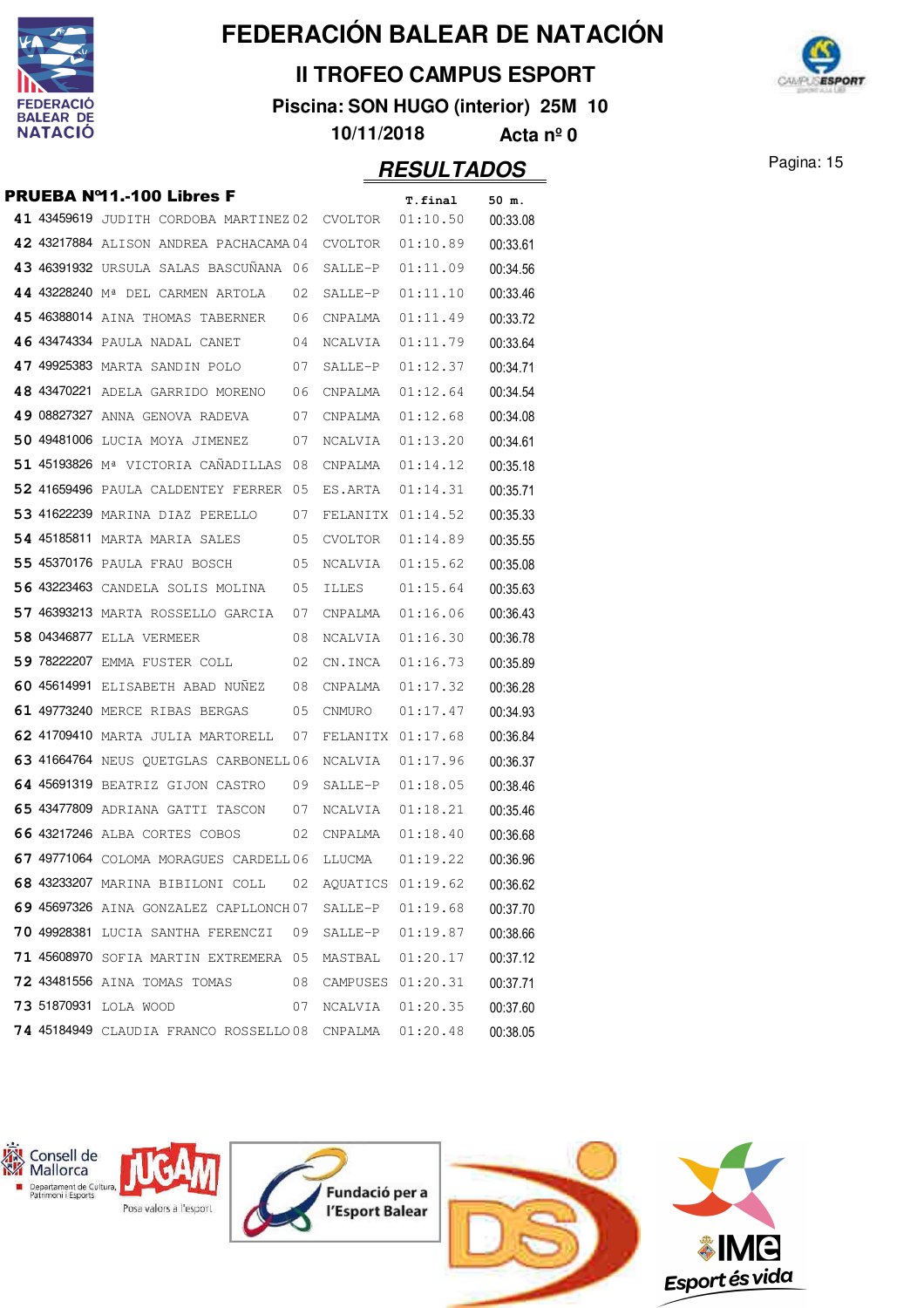# FEDERACIÓN BALEAR DE NATACIÓN

## II TROFEO CAMPUS ESPORT

**Piscina: SON HUGO (interior) 25M 10**

**10/11/2018 Acta nº 0**

## RESULTADOS

### PRUEBA Nº11.-100 Libres F

| | | | | | T.final | 50 m. |
|---|---|---|---|---|---|---|
| 41 | 43459619 | JUDITH CORDOBA MARTINEZ | 02 | CVOLTOR | 01:10.50 | 00:33.08 |
| 42 | 43217884 | ALISON ANDREA PACHACAMA | 04 | CVOLTOR | 01:10.89 | 00:33.61 |
| 43 | 46391932 | URSULA SALAS BASCUÑANA | 06 | SALLE-P | 01:11.09 | 00:34.56 |
| 44 | 43228240 | Mª DEL CARMEN ARTOLA | 02 | SALLE-P | 01:11.10 | 00:33.46 |
| 45 | 46388014 | AINA THOMAS TABERNER | 06 | CNPALMA | 01:11.49 | 00:33.72 |
| 46 | 43474334 | PAULA NADAL CANET | 04 | NCALVIA | 01:11.79 | 00:33.64 |
| 47 | 49925383 | MARTA SANDIN POLO | 07 | SALLE-P | 01:12.37 | 00:34.71 |
| 48 | 43470221 | ADELA GARRIDO MORENO | 06 | CNPALMA | 01:12.64 | 00:34.54 |
| 49 | 08827327 | ANNA GENOVA RADEVA | 07 | CNPALMA | 01:12.68 | 00:34.08 |
| 50 | 49481006 | LUCIA MOYA JIMENEZ | 07 | NCALVIA | 01:13.20 | 00:34.61 |
| 51 | 45193826 | Mª VICTORIA CAÑADILLAS | 08 | CNPALMA | 01:14.12 | 00:35.18 |
| 52 | 41659496 | PAULA CALDENTEY FERRER | 05 | ES.ARTA | 01:14.31 | 00:35.71 |
| 53 | 41622239 | MARINA DIAZ PERELLO | 07 | FELANITX | 01:14.52 | 00:35.33 |
| 54 | 45185811 | MARTA MARIA SALES | 05 | CVOLTOR | 01:14.89 | 00:35.55 |
| 55 | 45370176 | PAULA FRAU BOSCH | 05 | NCALVIA | 01:15.62 | 00:35.08 |
| 56 | 43223463 | CANDELA SOLIS MOLINA | 05 | ILLES | 01:15.64 | 00:35.63 |
| 57 | 46393213 | MARTA ROSSELLO GARCIA | 07 | CNPALMA | 01:16.06 | 00:36.43 |
| 58 | 04346877 | ELLA VERMEER | 08 | NCALVIA | 01:16.30 | 00:36.78 |
| 59 | 78222207 | EMMA FUSTER COLL | 02 | CN.INCA | 01:16.73 | 00:35.89 |
| 60 | 45614991 | ELISABETH ABAD NUÑEZ | 08 | CNPALMA | 01:17.32 | 00:36.28 |
| 61 | 49773240 | MERCE RIBAS BERGAS | 05 | CNMURO | 01:17.47 | 00:34.93 |
| 62 | 41709410 | MARTA JULIA MARTORELL | 07 | FELANITX | 01:17.68 | 00:36.84 |
| 63 | 41664764 | NEUS QUETGLAS CARBONELL | 06 | NCALVIA | 01:17.96 | 00:36.37 |
| 64 | 45691319 | BEATRIZ GIJON CASTRO | 09 | SALLE-P | 01:18.05 | 00:38.46 |
| 65 | 43477809 | ADRIANA GATTI TASCON | 07 | NCALVIA | 01:18.21 | 00:35.46 |
| 66 | 43217246 | ALBA CORTES COBOS | 02 | CNPALMA | 01:18.40 | 00:36.68 |
| 67 | 49771064 | COLOMA MORAGUES CARDELL | 06 | LLUCMA | 01:19.22 | 00:36.96 |
| 68 | 43233207 | MARINA BIBILONI COLL | 02 | AQUATICS | 01:19.62 | 00:36.62 |
| 69 | 45697326 | AINA GONZALEZ CAPLLONCH | 07 | SALLE-P | 01:19.68 | 00:37.70 |
| 70 | 49928381 | LUCIA SANTHA FERENCZI | 09 | SALLE-P | 01:19.87 | 00:38.66 |
| 71 | 45608970 | SOFIA MARTIN EXTREMERA | 05 | MASTBAL | 01:20.17 | 00:37.12 |
| 72 | 43481556 | AINA TOMAS TOMAS | 08 | CAMPUSES | 01:20.31 | 00:37.71 |
| 73 | 51870931 | LOLA WOOD | 07 | NCALVIA | 01:20.35 | 00:37.60 |
| 74 | 45184949 | CLAUDIA FRANCO ROSSELLO | 08 | CNPALMA | 01:20.48 | 00:38.05 |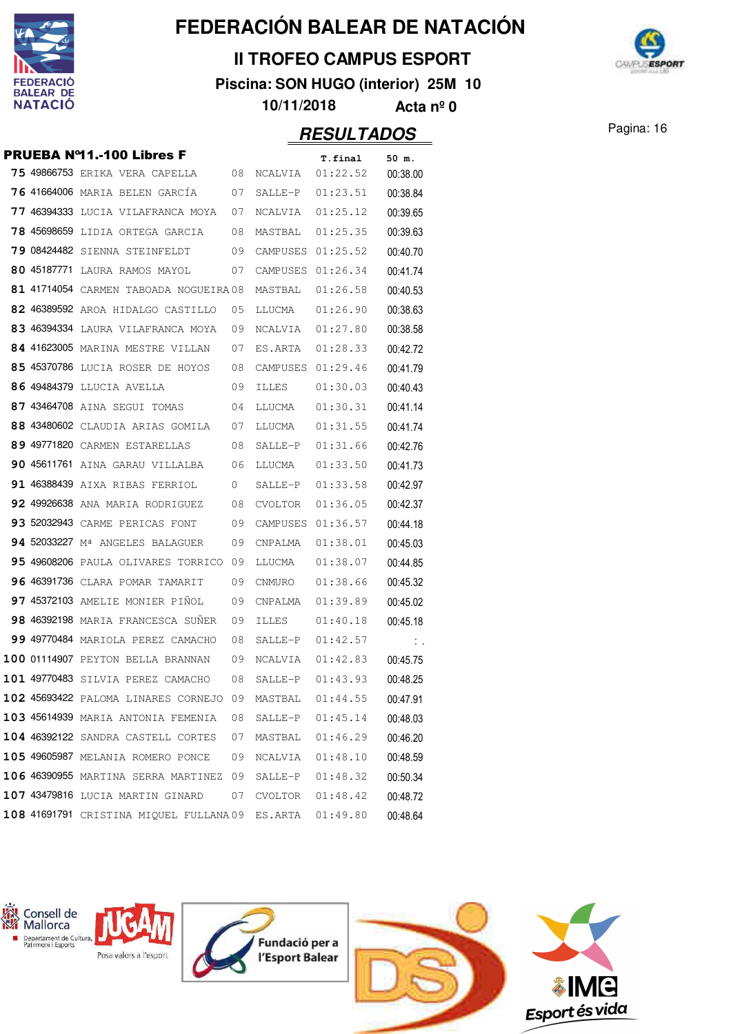# FEDERACIÓN BALEAR DE NATACIÓN

## II TROFEO CAMPUS ESPORT

**Piscina: SON HUGO (interior) 25M 10**

**10/11/2018 Acta nº 0**

## RESULTADOS

### PRUEBA Nº11.-100 Libres F

| | | | | | T.final | 50 m. |
|---|---|---|---|---|---|---|
| 75 | 49866753 | ERIKA VERA CAPELLA | 08 | NCALVIA | 01:22.52 | 00:38.00 |
| 76 | 41664006 | MARIA BELEN GARCÍA | 07 | SALLE-P | 01:23.51 | 00:38.84 |
| 77 | 46394333 | LUCIA VILAFRANCA MOYA | 07 | NCALVIA | 01:25.12 | 00:39.65 |
| 78 | 45698659 | LIDIA ORTEGA GARCIA | 08 | MASTBAL | 01:25.35 | 00:39.63 |
| 79 | 08424482 | SIENNA STEINFELDT | 09 | CAMPUSES | 01:25.52 | 00:40.70 |
| 80 | 45187771 | LAURA RAMOS MAYOL | 07 | CAMPUSES | 01:26.34 | 00:41.74 |
| 81 | 41714054 | CARMEN TABOADA NOGUEIRA | 08 | MASTBAL | 01:26.58 | 00:40.53 |
| 82 | 46389592 | AROA HIDALGO CASTILLO | 05 | LLUCMA | 01:26.90 | 00:38.63 |
| 83 | 46394334 | LAURA VILAFRANCA MOYA | 09 | NCALVIA | 01:27.80 | 00:38.58 |
| 84 | 41623005 | MARINA MESTRE VILLAN | 07 | ES.ARTA | 01:28.33 | 00:42.72 |
| 85 | 45370786 | LUCIA ROSER DE HOYOS | 08 | CAMPUSES | 01:29.46 | 00:41.79 |
| 86 | 49484379 | LLUCIA AVELLA | 09 | ILLES | 01:30.03 | 00:40.43 |
| 87 | 43464708 | AINA SEGUI TOMAS | 04 | LLUCMA | 01:30.31 | 00:41.14 |
| 88 | 43480602 | CLAUDIA ARIAS GOMILA | 07 | LLUCMA | 01:31.55 | 00:41.74 |
| 89 | 49771820 | CARMEN ESTARELLAS | 08 | SALLE-P | 01:31.66 | 00:42.76 |
| 90 | 45611761 | AINA GARAU VILLALBA | 06 | LLUCMA | 01:33.50 | 00:41.73 |
| 91 | 46388439 | AIXA RIBAS FERRIOL | 0 | SALLE-P | 01:33.58 | 00:42.97 |
| 92 | 49926638 | ANA MARIA RODRIGUEZ | 08 | CVOLTOR | 01:36.05 | 00:42.37 |
| 93 | 52032943 | CARME PERICAS FONT | 09 | CAMPUSES | 01:36.57 | 00:44.18 |
| 94 | 52033227 | Mª ANGELES BALAGUER | 09 | CNPALMA | 01:38.01 | 00:45.03 |
| 95 | 49608206 | PAULA OLIVARES TORRICO | 09 | LLUCMA | 01:38.07 | 00:44.85 |
| 96 | 46391736 | CLARA POMAR TAMARIT | 09 | CNMURO | 01:38.66 | 00:45.32 |
| 97 | 45372103 | AMELIE MONIER PIÑOL | 09 | CNPALMA | 01:39.89 | 00:45.02 |
| 98 | 46392198 | MARIA FRANCESCA SUÑER | 09 | ILLES | 01:40.18 | 00:45.18 |
| 99 | 49770484 | MARIOLA PEREZ CAMACHO | 08 | SALLE-P | 01:42.57 | : . |
| 100 | 01114907 | PEYTON BELLA BRANNAN | 09 | NCALVIA | 01:42.83 | 00:45.75 |
| 101 | 49770483 | SILVIA PEREZ CAMACHO | 08 | SALLE-P | 01:43.93 | 00:48.25 |
| 102 | 45693422 | PALOMA LINARES CORNEJO | 09 | MASTBAL | 01:44.55 | 00:47.91 |
| 103 | 45614939 | MARIA ANTONIA FEMENIA | 08 | SALLE-P | 01:45.14 | 00:48.03 |
| 104 | 46392122 | SANDRA CASTELL CORTES | 07 | MASTBAL | 01:46.29 | 00:46.20 |
| 105 | 49605987 | MELANIA ROMERO PONCE | 09 | NCALVIA | 01:48.10 | 00:48.59 |
| 106 | 46390955 | MARTINA SERRA MARTINEZ | 09 | SALLE-P | 01:48.32 | 00:50.34 |
| 107 | 43479816 | LUCIA MARTIN GINARD | 07 | CVOLTOR | 01:48.42 | 00:48.72 |
| 108 | 41691791 | CRISTINA MIQUEL FULLANA | 09 | ES.ARTA | 01:49.80 | 00:48.64 |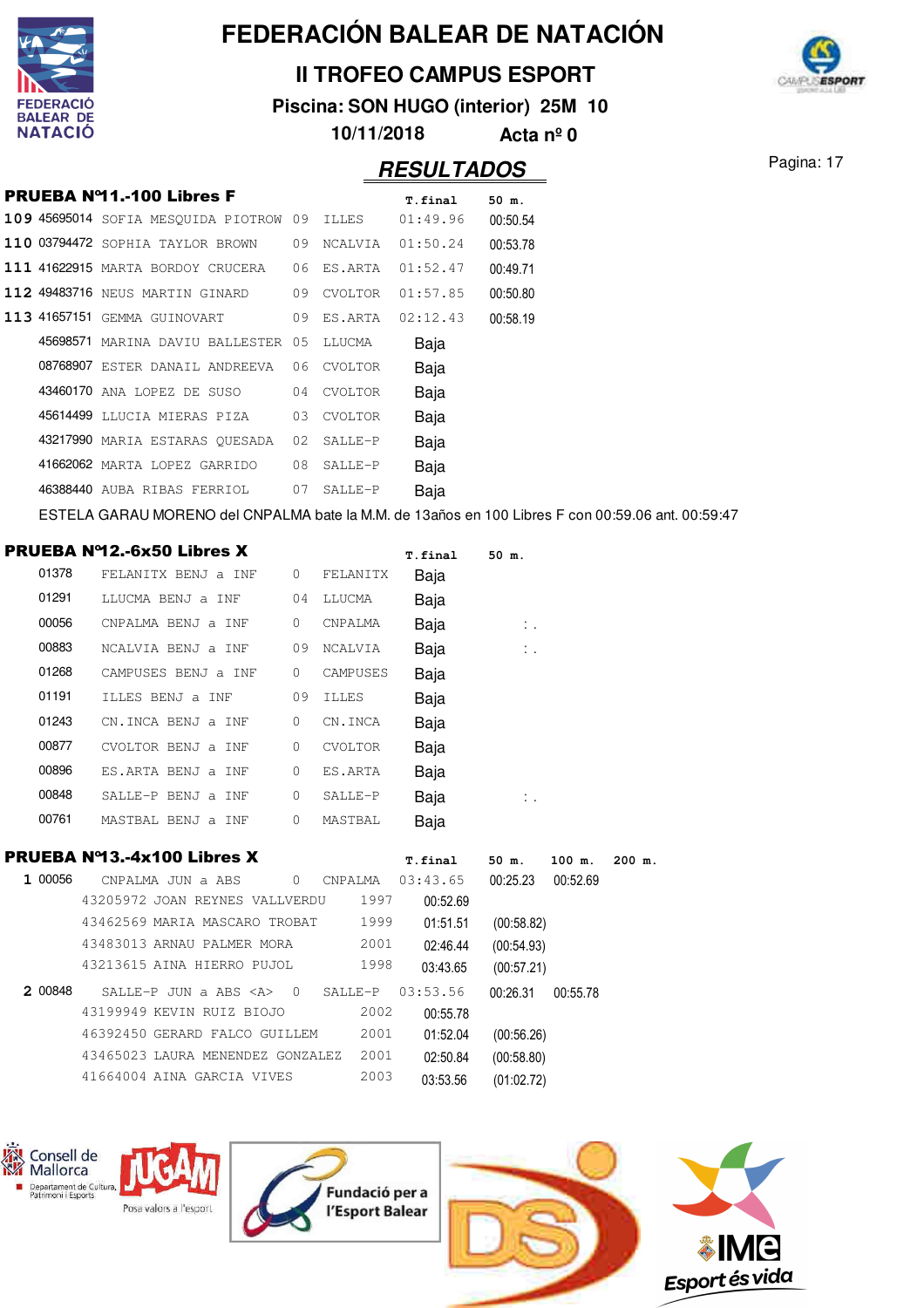# FEDERACIÓN BALEAR DE NATACIÓN

## II TROFEO CAMPUS ESPORT

**Piscina: SON HUGO (interior) 25M 10**

**10/11/2018 Acta nº 0**

## RESULTADOS

### PRUEBA Nº11.-100 Libres F

| | | | | | T.final | 50 m. |
|---|---|---|---|---|---|---|
| 109 | 45695014 | SOFIA MESQUIDA PIOTROW | 09 | ILLES | 01:49.96 | 00:50.54 |
| 110 | 03794472 | SOPHIA TAYLOR BROWN | 09 | NCALVIA | 01:50.24 | 00:53.78 |
| 111 | 41622915 | MARTA BORDOY CRUCERA | 06 | ES.ARTA | 01:52.47 | 00:49.71 |
| 112 | 49483716 | NEUS MARTIN GINARD | 09 | CVOLTOR | 01:57.85 | 00:50.80 |
| 113 | 41657151 | GEMMA GUINOVART | 09 | ES.ARTA | 02:12.43 | 00:58.19 |
| | 45698571 | MARINA DAVIU BALLESTER | 05 | LLUCMA | Baja | |
| | 08768907 | ESTER DANAIL ANDREEVA | 06 | CVOLTOR | Baja | |
| | 43460170 | ANA LOPEZ DE SUSO | 04 | CVOLTOR | Baja | |
| | 45614499 | LLUCIA MIERAS PIZA | 03 | CVOLTOR | Baja | |
| | 43217990 | MARIA ESTARAS QUESADA | 02 | SALLE-P | Baja | |
| | 41662062 | MARTA LOPEZ GARRIDO | 08 | SALLE-P | Baja | |
| | 46388440 | AUBA RIBAS FERRIOL | 07 | SALLE-P | Baja | |

ESTELA GARAU MORENO del CNPALMA bate la M.M. de 13años en 100 Libres F con 00:59.06 ant. 00:59:47

### PRUEBA Nº12.-6x50 Libres X

| | | | | T.final | 50 m. |
|---|---|---|---|---|---|
| 01378 | FELANITX BENJ a INF | 0 | FELANITX | Baja | |
| 01291 | LLUCMA BENJ a INF | 04 | LLUCMA | Baja | |
| 00056 | CNPALMA BENJ a INF | 0 | CNPALMA | Baja | : . |
| 00883 | NCALVIA BENJ a INF | 09 | NCALVIA | Baja | : . |
| 01268 | CAMPUSES BENJ a INF | 0 | CAMPUSES | Baja | |
| 01191 | ILLES BENJ a INF | 09 | ILLES | Baja | |
| 01243 | CN.INCA BENJ a INF | 0 | CN.INCA | Baja | |
| 00877 | CVOLTOR BENJ a INF | 0 | CVOLTOR | Baja | |
| 00896 | ES.ARTA BENJ a INF | 0 | ES.ARTA | Baja | |
| 00848 | SALLE-P BENJ a INF | 0 | SALLE-P | Baja | : . |
| 00761 | MASTBAL BENJ a INF | 0 | MASTBAL | Baja | |

### PRUEBA Nº13.-4x100 Libres X

| | | | | | T.final | 50 m. | 100 m. | 200 m. |
|---|---|---|---|---|---|---|---|---|
| 1 | 00056 | CNPALMA JUN a ABS | 0 | CNPALMA | 03:43.65 | 00:25.23 | 00:52.69 | |
| | | 43205972 JOAN REYNES VALLVERDU | 1997 | | 00:52.69 | | | |
| | | 43462569 MARIA MASCARO TROBAT | 1999 | | 01:51.51 | (00:58.82) | | |
| | | 43483013 ARNAU PALMER MORA | 2001 | | 02:46.44 | (00:54.93) | | |
| | | 43213615 AINA HIERRO PUJOL | 1998 | | 03:43.65 | (00:57.21) | | |
| 2 | 00848 | SALLE-P JUN a ABS <A> | 0 | SALLE-P | 03:53.56 | 00:26.31 | 00:55.78 | |
| | | 43199949 KEVIN RUIZ BIOJO | 2002 | | 00:55.78 | | | |
| | | 46392450 GERARD FALCO GUILLEM | 2001 | | 01:52.04 | (00:56.26) | | |
| | | 43465023 LAURA MENENDEZ GONZALEZ | 2001 | | 02:50.84 | (00:58.80) | | |
| | | 41664004 AINA GARCIA VIVES | 2003 | | 03:53.56 | (01:02.72) | | |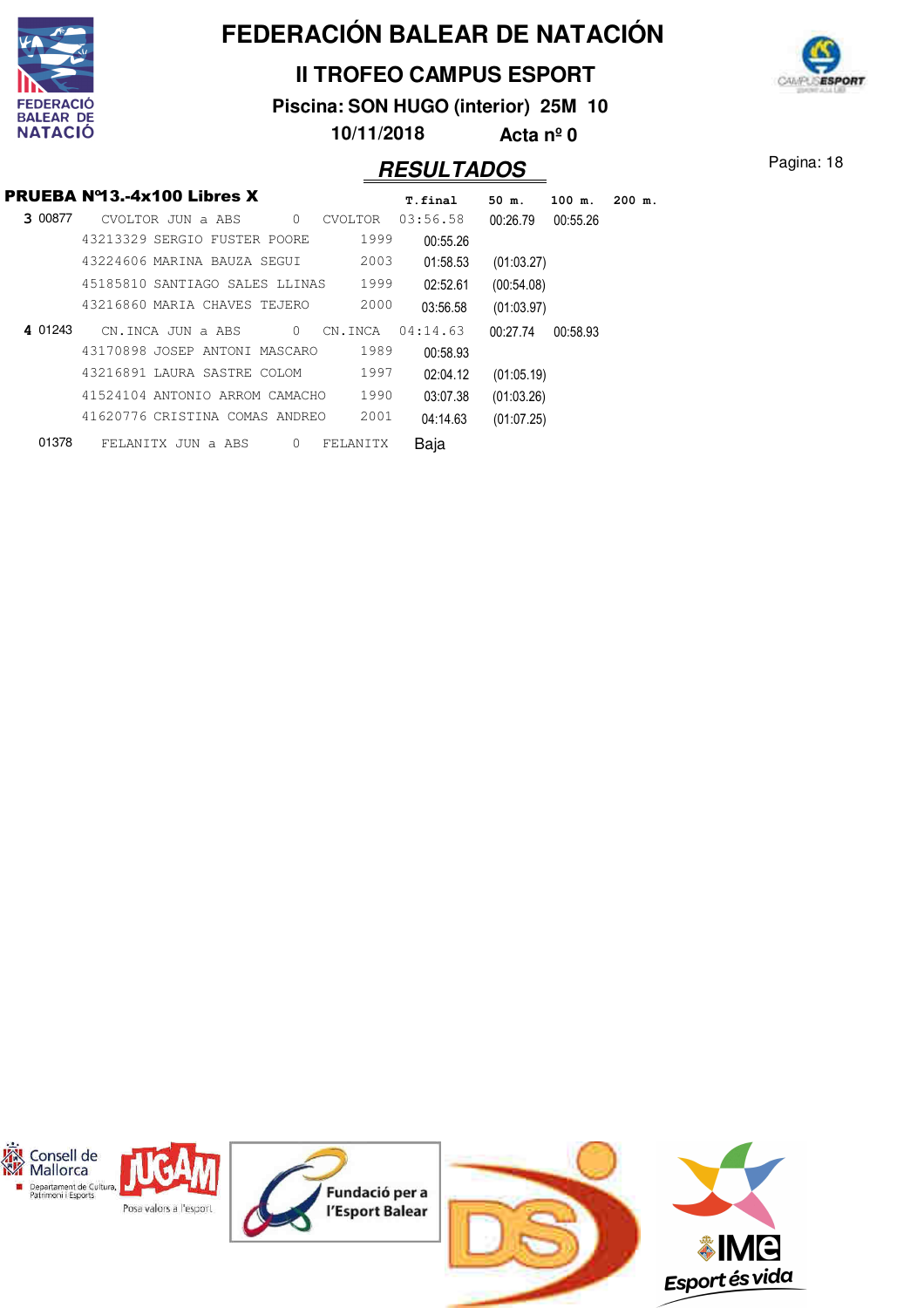# FEDERACIÓN BALEAR DE NATACIÓN

## II TROFEO CAMPUS ESPORT

**Piscina: SON HUGO (interior) 25M 10**

**10/11/2018 Acta nº 0**

## RESULTADOS

**PRUEBA Nº13.-4x100 Libres X**

| | | | | | T.final | 50 m. | 100 m. | 200 m. |
|---|---|---|---|---|---|---|---|---|
| **3** | 00877 | CVOLTOR JUN a ABS | 0 | CVOLTOR | 03:56.58 | 00:26.79 | 00:55.26 | |
| | 43213329 | SERGIO FUSTER POORE | 1999 | | 00:55.26 | | | |
| | 43224606 | MARINA BAUZA SEGUI | 2003 | | 01:58.53 | (01:03.27) | | |
| | 45185810 | SANTIAGO SALES LLINAS | 1999 | | 02:52.61 | (00:54.08) | | |
| | 43216860 | MARIA CHAVES TEJERO | 2000 | | 03:56.58 | (01:03.97) | | |
| **4** | 01243 | CN.INCA JUN a ABS | 0 | CN.INCA | 04:14.63 | 00:27.74 | 00:58.93 | |
| | 43170898 | JOSEP ANTONI MASCARO | 1989 | | 00:58.93 | | | |
| | 43216891 | LAURA SASTRE COLOM | 1997 | | 02:04.12 | (01:05.19) | | |
| | 41524104 | ANTONIO ARROM CAMACHO | 1990 | | 03:07.38 | (01:03.26) | | |
| | 41620776 | CRISTINA COMAS ANDREO | 2001 | | 04:14.63 | (01:07.25) | | |
| | 01378 | FELANITX JUN a ABS | 0 | FELANITX | Baja | | | |